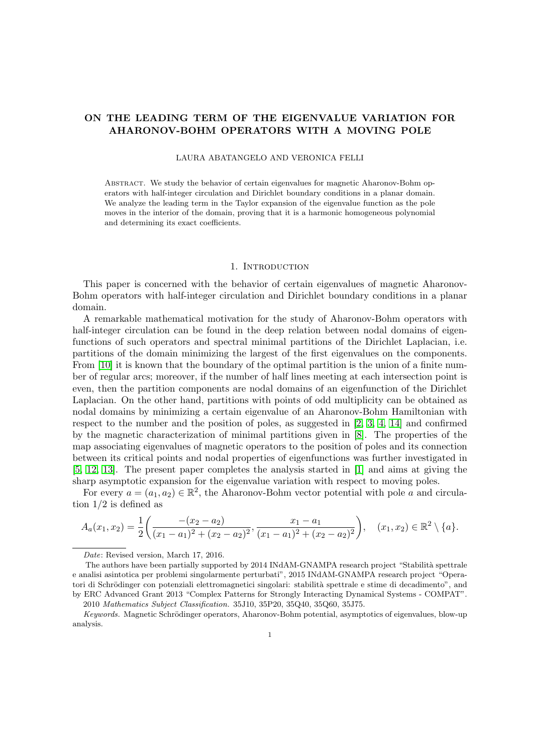# ON THE LEADING TERM OF THE EIGENVALUE VARIATION FOR AHARONOV-BOHM OPERATORS WITH A MOVING POLE

LAURA ABATANGELO AND VERONICA FELLI

Abstract. We study the behavior of certain eigenvalues for magnetic Aharonov-Bohm operators with half-integer circulation and Dirichlet boundary conditions in a planar domain. We analyze the leading term in the Taylor expansion of the eigenvalue function as the pole moves in the interior of the domain, proving that it is a harmonic homogeneous polynomial and determining its exact coefficients.

## 1. Introduction

This paper is concerned with the behavior of certain eigenvalues of magnetic Aharonov-Bohm operators with half-integer circulation and Dirichlet boundary conditions in a planar domain.

A remarkable mathematical motivation for the study of Aharonov-Bohm operators with half-integer circulation can be found in the deep relation between nodal domains of eigenfunctions of such operators and spectral minimal partitions of the Dirichlet Laplacian, i.e. partitions of the domain minimizing the largest of the first eigenvalues on the components. From [10] it is known that the boundary of the optimal partition is the union of a finite number of regular arcs; moreover, if the number of half lines meeting at each intersection point is even, then the partition components are nodal domains of an eigenfunction of the Dirichlet Laplacian. On the other hand, partitions with points of odd multiplicity can be obtained as nodal domains by minimizing a certain eigenvalue of an Aharonov-Bohm Hamiltonian with respect to the number and the position of poles, as suggested in [2, 3, 4, 14] and confirmed by the magnetic characterization of minimal partitions given in [8]. The properties of the map associating eigenvalues of magnetic operators to the position of poles and its connection between its critical points and nodal properties of eigenfunctions was further investigated in [5, 12, 13]. The present paper completes the analysis started in [1] and aims at giving the sharp asymptotic expansion for the eigenvalue variation with respect to moving poles.

For every $a = (a_1, a_2) \in \mathbb{R}^2$, the Aharonov-Bohm vector potential with pole $a$ and circulation $1/2$ is defined as

$$A_a(x_1, x_2) = \frac{1}{2}\left(\frac{-(x_2 - a_2)}{(x_1 - a_1)^2 + (x_2 - a_2)^2}, \frac{x_1 - a_1}{(x_1 - a_1)^2 + (x_2 - a_2)^2}\right), \quad (x_1, x_2) \in \mathbb{R}^2 \setminus \{a\}.$$

---

*Date*: Revised version, March 17, 2016.

The authors have been partially supported by 2014 INdAM-GNAMPA research project "Stabilità spettrale e analisi asintotica per problemi singolarmente perturbati", 2015 INdAM-GNAMPA research project "Operatori di Schrödinger con potenziali elettromagnetici singolari: stabilità spettrale e stime di decadimento", and by ERC Advanced Grant 2013 "Complex Patterns for Strongly Interacting Dynamical Systems - COMPAT".

2010 *Mathematics Subject Classification*. 35J10, 35P20, 35Q40, 35Q60, 35J75.

*Keywords*. Magnetic Schrödinger operators, Aharonov-Bohm potential, asymptotics of eigenvalues, blow-up analysis.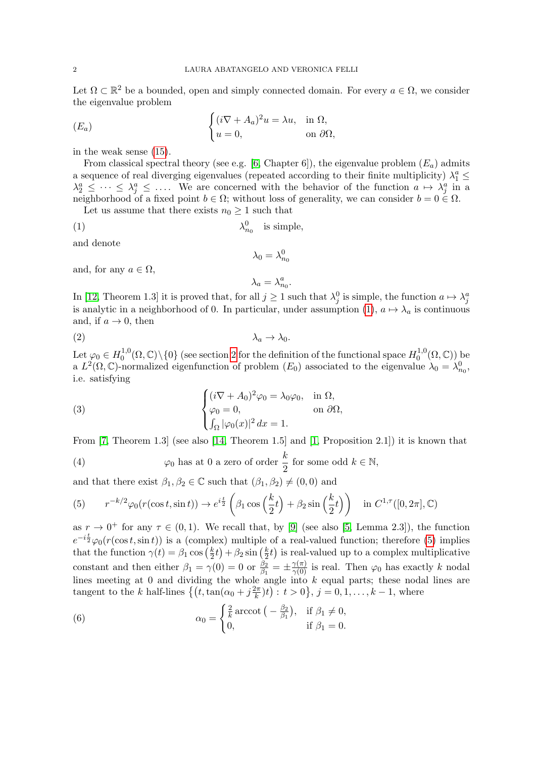Let $\Omega \subset \mathbb{R}^2$ be a bounded, open and simply connected domain. For every $a \in \Omega$, we consider the eigenvalue problem

$$(E_a) \qquad \begin{cases} (i\nabla + A_a)^2 u = \lambda u, & \text{in } \Omega, \\ u = 0, & \text{on } \partial\Omega, \end{cases}$$

in the weak sense (15).

From classical spectral theory (see e.g. [6, Chapter 6]), the eigenvalue problem $(E_a)$ admits a sequence of real diverging eigenvalues (repeated according to their finite multiplicity) $\lambda_1^a \leq \lambda_2^a \leq \cdots \leq \lambda_j^a \leq \ldots$. We are concerned with the behavior of the function $a \mapsto \lambda_j^a$ in a neighborhood of a fixed point $b \in \Omega$; without loss of generality, we can consider $b = 0 \in \Omega$.

Let us assume that there exists $n_0 \geq 1$ such that

$$\lambda_{n_0}^0 \quad \text{is simple,} \tag{1}$$

and denote

$$\lambda_0 = \lambda_{n_0}^0$$

and, for any $a \in \Omega$,

$$\lambda_a = \lambda_{n_0}^a.$$

In [12, Theorem 1.3] it is proved that, for all $j \geq 1$ such that $\lambda_j^0$ is simple, the function $a \mapsto \lambda_j^a$ is analytic in a neighborhood of 0. In particular, under assumption (1), $a \mapsto \lambda_a$ is continuous and, if $a \to 0$, then

$$\lambda_a \to \lambda_0. \tag{2}$$

Let $\varphi_0 \in H_0^{1,0}(\Omega, \mathbb{C}) \setminus \{0\}$ (see section 2 for the definition of the functional space $H_0^{1,0}(\Omega, \mathbb{C})$) be a $L^2(\Omega, \mathbb{C})$-normalized eigenfunction of problem $(E_0)$ associated to the eigenvalue $\lambda_0 = \lambda_{n_0}^0$, i.e. satisfying

$$\begin{cases} (i\nabla + A_0)^2 \varphi_0 = \lambda_0 \varphi_0, & \text{in } \Omega, \\ \varphi_0 = 0, & \text{on } \partial\Omega, \\ \int_\Omega |\varphi_0(x)|^2 \, dx = 1. \end{cases} \tag{3}$$

From [7, Theorem 1.3] (see also [14, Theorem 1.5] and [1, Proposition 2.1]) it is known that

$$\varphi_0 \text{ has at 0 a zero of order } \frac{k}{2} \text{ for some odd } k \in \mathbb{N}, \tag{4}$$

and that there exist $\beta_1, \beta_2 \in \mathbb{C}$ such that $(\beta_1, \beta_2) \neq (0, 0)$ and

$$r^{-k/2} \varphi_0(r(\cos t, \sin t)) \to e^{i\frac{t}{2}} \left( \beta_1 \cos\left(\frac{k}{2}t\right) + \beta_2 \sin\left(\frac{k}{2}t\right) \right) \quad \text{in } C^{1,\tau}([0, 2\pi], \mathbb{C}) \tag{5}$$

as $r \to 0^+$ for any $\tau \in (0,1)$. We recall that, by [9] (see also [5, Lemma 2.3]), the function $e^{-i\frac{t}{2}} \varphi_0(r(\cos t, \sin t))$ is a (complex) multiple of a real-valued function; therefore (5) implies that the function $\gamma(t) = \beta_1 \cos\left(\frac{k}{2}t\right) + \beta_2 \sin\left(\frac{k}{2}t\right)$ is real-valued up to a complex multiplicative constant and then either $\beta_1 = \gamma(0) = 0$ or $\frac{\beta_2}{\beta_1} = \pm \frac{\gamma(\pi)}{\gamma(0)}$ is real. Then $\varphi_0$ has exactly $k$ nodal lines meeting at 0 and dividing the whole angle into $k$ equal parts; these nodal lines are tangent to the $k$ half-lines $\left\{ \left(t, \tan(\alpha_0 + j\frac{2\pi}{k})t\right) : t > 0 \right\}$, $j = 0, 1, \ldots, k-1$, where

$$\alpha_0 = \begin{cases} \frac{2}{k} \operatorname{arccot}\left(-\frac{\beta_2}{\beta_1}\right), & \text{if } \beta_1 \neq 0, \\ 0, & \text{if } \beta_1 = 0. \end{cases} \tag{6}$$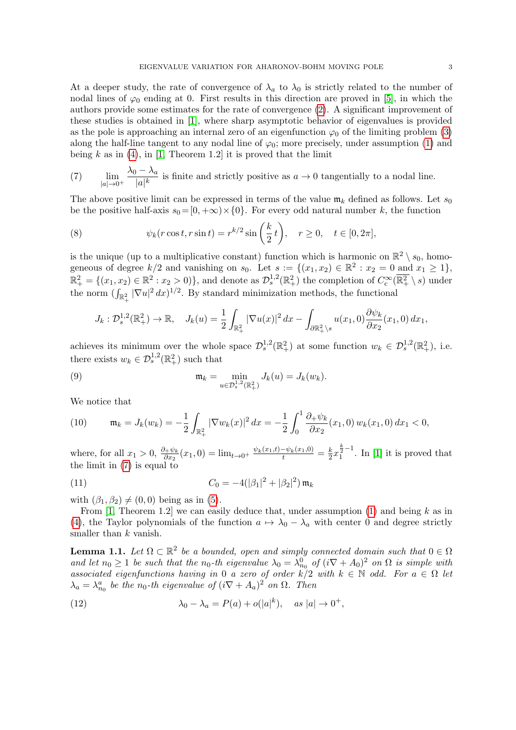At a deeper study, the rate of convergence of $\lambda_a$ to $\lambda_0$ is strictly related to the number of nodal lines of $\varphi_0$ ending at 0. First results in this direction are proved in [5], in which the authors provide some estimates for the rate of convergence (2). A significant improvement of these studies is obtained in [1], where sharp asymptotic behavior of eigenvalues is provided as the pole is approaching an internal zero of an eigenfunction $\varphi_0$ of the limiting problem (3) along the half-line tangent to any nodal line of $\varphi_0$; more precisely, under assumption (1) and being $k$ as in (4), in [1, Theorem 1.2] it is proved that the limit

$$\lim_{|a|\to 0^+} \frac{\lambda_0 - \lambda_a}{|a|^k} \text{ is finite and strictly positive as } a \to 0 \text{ tangentially to a nodal line.} \tag{7}$$

The above positive limit can be expressed in terms of the value $\mathfrak{m}_k$ defined as follows. Let $s_0$ be the positive half-axis $s_0 = [0, +\infty) \times \{0\}$. For every odd natural number $k$, the function

$$\psi_k(r\cos t, r\sin t) = r^{k/2} \sin\left(\frac{k}{2}\, t\right), \quad r \geq 0, \quad t \in [0, 2\pi], \tag{8}$$

is the unique (up to a multiplicative constant) function which is harmonic on $\mathbb{R}^2 \setminus s_0$, homogeneous of degree $k/2$ and vanishing on $s_0$. Let $s := \{(x_1, x_2) \in \mathbb{R}^2 : x_2 = 0 \text{ and } x_1 \geq 1\}$, $\mathbb{R}^2_+ = \{(x_1, x_2) \in \mathbb{R}^2 : x_2 > 0)\}$, and denote as $\mathcal{D}^{1,2}_s(\mathbb{R}^2_+)$ the completion of $C^\infty_c(\overline{\mathbb{R}^2_+} \setminus s)$ under the norm $(\int_{\mathbb{R}^2_+} |\nabla u|^2 \, dx)^{1/2}$. By standard minimization methods, the functional

$$J_k : \mathcal{D}^{1,2}_s(\mathbb{R}^2_+) \to \mathbb{R}, \quad J_k(u) = \frac{1}{2} \int_{\mathbb{R}^2_+} |\nabla u(x)|^2 \, dx - \int_{\partial \mathbb{R}^2_+ \setminus s} u(x_1, 0) \frac{\partial \psi_k}{\partial x_2}(x_1, 0) \, dx_1,$$

achieves its minimum over the whole space $\mathcal{D}^{1,2}_s(\mathbb{R}^2_+)$ at some function $w_k \in \mathcal{D}^{1,2}_s(\mathbb{R}^2_+)$, i.e. there exists $w_k \in \mathcal{D}^{1,2}_s(\mathbb{R}^2_+)$ such that

$$\mathfrak{m}_k = \min_{u \in \mathcal{D}^{1,2}_s(\mathbb{R}^2_+)} J_k(u) = J_k(w_k). \tag{9}$$

We notice that

$$\mathfrak{m}_k = J_k(w_k) = -\frac{1}{2} \int_{\mathbb{R}^2_+} |\nabla w_k(x)|^2 \, dx = -\frac{1}{2} \int_0^1 \frac{\partial_+ \psi_k}{\partial x_2}(x_1, 0) \, w_k(x_1, 0) \, dx_1 < 0, \tag{10}$$

where, for all $x_1 > 0$, $\frac{\partial_+ \psi_k}{\partial x_2}(x_1, 0) = \lim_{t \to 0^+} \frac{\psi_k(x_1, t) - \psi_k(x_1, 0)}{t} = \frac{k}{2} x_1^{\frac{k}{2} - 1}$. In [1] it is proved that the limit in (7) is equal to

$$C_0 = -4(|\beta_1|^2 + |\beta_2|^2)\, \mathfrak{m}_k \tag{11}$$

with $(\beta_1, \beta_2) \neq (0, 0)$ being as in (5).

From [1, Theorem 1.2] we can easily deduce that, under assumption (1) and being $k$ as in (4), the Taylor polynomials of the function $a \mapsto \lambda_0 - \lambda_a$ with center 0 and degree strictly smaller than $k$ vanish.

**Lemma 1.1.** *Let $\Omega \subset \mathbb{R}^2$ be a bounded, open and simply connected domain such that $0 \in \Omega$ and let $n_0 \geq 1$ be such that the $n_0$-th eigenvalue $\lambda_0 = \lambda^0_{n_0}$ of $(i\nabla + A_0)^2$ on $\Omega$ is simple with associated eigenfunctions having in 0 a zero of order $k/2$ with $k \in \mathbb{N}$ odd. For $a \in \Omega$ let $\lambda_a = \lambda^a_{n_0}$ be the $n_0$-th eigenvalue of $(i\nabla + A_a)^2$ on $\Omega$. Then*

$$\lambda_0 - \lambda_a = P(a) + o(|a|^k), \quad \text{as } |a| \to 0^+, \tag{12}$$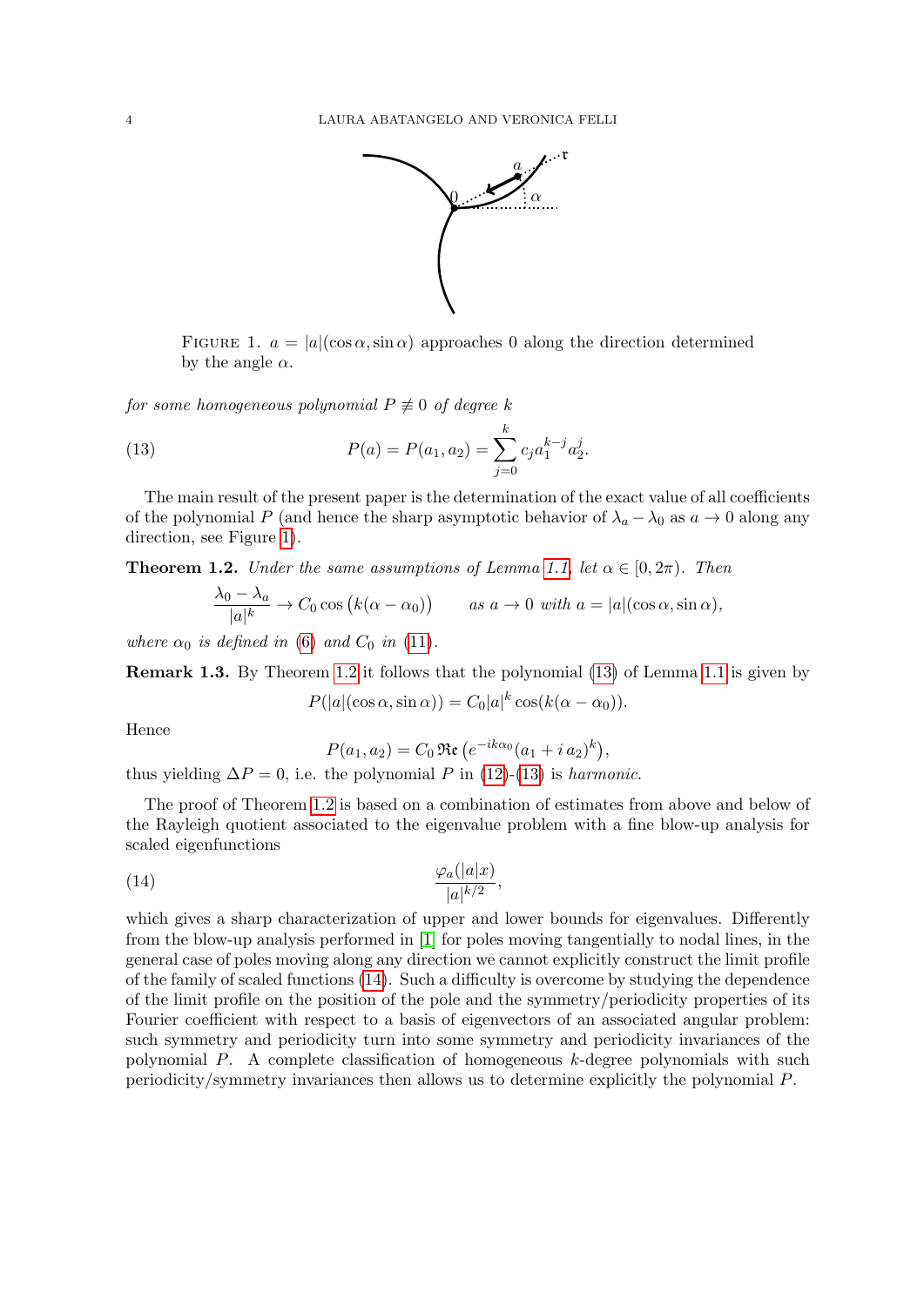FIGURE 1. $a = |a|(\cos\alpha, \sin\alpha)$ approaches 0 along the direction determined by the angle $\alpha$.

*for some homogeneous polynomial $P \not\equiv 0$ of degree $k$*

$$P(a) = P(a_1, a_2) = \sum_{j=0}^{k} c_j a_1^{k-j} a_2^j. \tag{13}$$

The main result of the present paper is the determination of the exact value of all coefficients of the polynomial $P$ (and hence the sharp asymptotic behavior of $\lambda_a - \lambda_0$ as $a \to 0$ along any direction, see Figure 1).

**Theorem 1.2.** *Under the same assumptions of Lemma 1.1, let $\alpha \in [0, 2\pi)$. Then*

$$\frac{\lambda_0 - \lambda_a}{|a|^k} \to C_0 \cos\big(k(\alpha - \alpha_0)\big) \qquad \text{as } a \to 0 \text{ with } a = |a|(\cos\alpha, \sin\alpha),$$

*where $\alpha_0$ is defined in (6) and $C_0$ in (11).*

**Remark 1.3.** By Theorem 1.2 it follows that the polynomial (13) of Lemma 1.1 is given by

$$P(|a|(\cos\alpha, \sin\alpha)) = C_0 |a|^k \cos(k(\alpha - \alpha_0)).$$

Hence

$$P(a_1, a_2) = C_0 \, \mathfrak{Re}\left(e^{-ik\alpha_0}(a_1 + i\, a_2)^k\right),$$

thus yielding $\Delta P = 0$, i.e. the polynomial $P$ in (12)-(13) is *harmonic*.

The proof of Theorem 1.2 is based on a combination of estimates from above and below of the Rayleigh quotient associated to the eigenvalue problem with a fine blow-up analysis for scaled eigenfunctions

$$\frac{\varphi_a(|a|x)}{|a|^{k/2}}, \tag{14}$$

which gives a sharp characterization of upper and lower bounds for eigenvalues. Differently from the blow-up analysis performed in [1] for poles moving tangentially to nodal lines, in the general case of poles moving along any direction we cannot explicitly construct the limit profile of the family of scaled functions (14). Such a difficulty is overcome by studying the dependence of the limit profile on the position of the pole and the symmetry/periodicity properties of its Fourier coefficient with respect to a basis of eigenvectors of an associated angular problem: such symmetry and periodicity turn into some symmetry and periodicity invariances of the polynomial $P$. A complete classification of homogeneous $k$-degree polynomials with such periodicity/symmetry invariances then allows us to determine explicitly the polynomial $P$.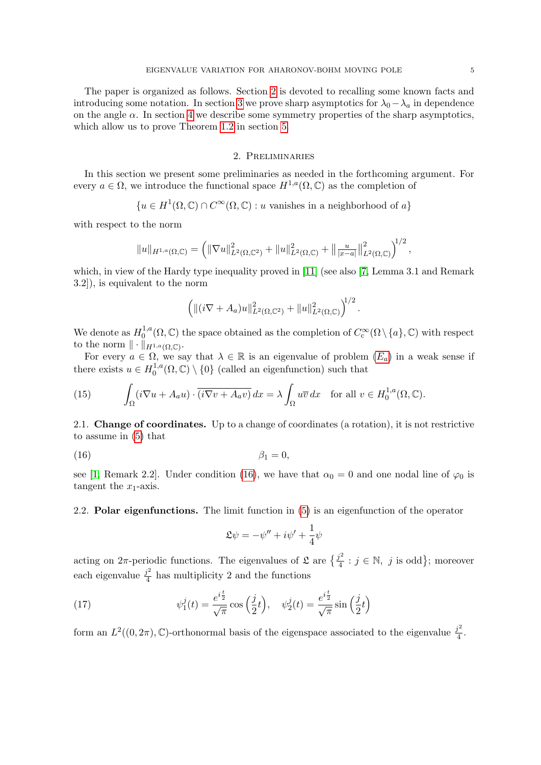The paper is organized as follows. Section 2 is devoted to recalling some known facts and introducing some notation. In section 3 we prove sharp asymptotics for $\lambda_0 - \lambda_a$ in dependence on the angle $\alpha$. In section 4 we describe some symmetry properties of the sharp asymptotics, which allow us to prove Theorem 1.2 in section 5.

## 2. Preliminaries

In this section we present some preliminaries as needed in the forthcoming argument. For every $a \in \Omega$, we introduce the functional space $H^{1,a}(\Omega,\mathbb{C})$ as the completion of

$$\{u \in H^1(\Omega,\mathbb{C}) \cap C^\infty(\Omega,\mathbb{C}) : u \text{ vanishes in a neighborhood of } a\}$$

with respect to the norm

$$\|u\|_{H^{1,a}(\Omega,\mathbb{C})} = \left( \|\nabla u\|^2_{L^2(\Omega,\mathbb{C}^2)} + \|u\|^2_{L^2(\Omega,\mathbb{C})} + \left\| \tfrac{u}{|x-a|} \right\|^2_{L^2(\Omega,\mathbb{C})} \right)^{1/2},$$

which, in view of the Hardy type inequality proved in [11] (see also [7, Lemma 3.1 and Remark 3.2]), is equivalent to the norm

$$\left( \|(i\nabla + A_a)u\|^2_{L^2(\Omega,\mathbb{C}^2)} + \|u\|^2_{L^2(\Omega,\mathbb{C})} \right)^{1/2}.$$

We denote as $H^{1,a}_0(\Omega,\mathbb{C})$ the space obtained as the completion of $C^\infty_c(\Omega \setminus \{a\},\mathbb{C})$ with respect to the norm $\|\cdot\|_{H^{1,a}(\Omega,\mathbb{C})}$.

For every $a \in \Omega$, we say that $\lambda \in \mathbb{R}$ is an eigenvalue of problem ($E_a$) in a weak sense if there exists $u \in H^{1,a}_0(\Omega,\mathbb{C}) \setminus \{0\}$ (called an eigenfunction) such that

$$\int_\Omega (i\nabla u + A_a u) \cdot \overline{(i\nabla v + A_a v)}\, dx = \lambda \int_\Omega u \overline{v}\, dx \quad \text{for all } v \in H^{1,a}_0(\Omega,\mathbb{C}). \tag{15}$$

**2.1. Change of coordinates.** Up to a change of coordinates (a rotation), it is not restrictive to assume in (5) that

$$\beta_1 = 0, \tag{16}$$

see [1, Remark 2.2]. Under condition (16), we have that $\alpha_0 = 0$ and one nodal line of $\varphi_0$ is tangent the $x_1$-axis.

**2.2. Polar eigenfunctions.** The limit function in (5) is an eigenfunction of the operator

$$\mathfrak{L}\psi = -\psi'' + i\psi' + \frac{1}{4}\psi$$

acting on $2\pi$-periodic functions. The eigenvalues of $\mathfrak{L}$ are $\left\{ \frac{j^2}{4} : j \in \mathbb{N},\ j \text{ is odd} \right\}$; moreover each eigenvalue $\frac{j^2}{4}$ has multiplicity 2 and the functions

$$\psi^j_1(t) = \frac{e^{i\frac{t}{2}}}{\sqrt{\pi}} \cos\left(\frac{j}{2}t\right), \quad \psi^j_2(t) = \frac{e^{i\frac{t}{2}}}{\sqrt{\pi}} \sin\left(\frac{j}{2}t\right) \tag{17}$$

form an $L^2((0,2\pi),\mathbb{C})$-orthonormal basis of the eigenspace associated to the eigenvalue $\frac{j^2}{4}$.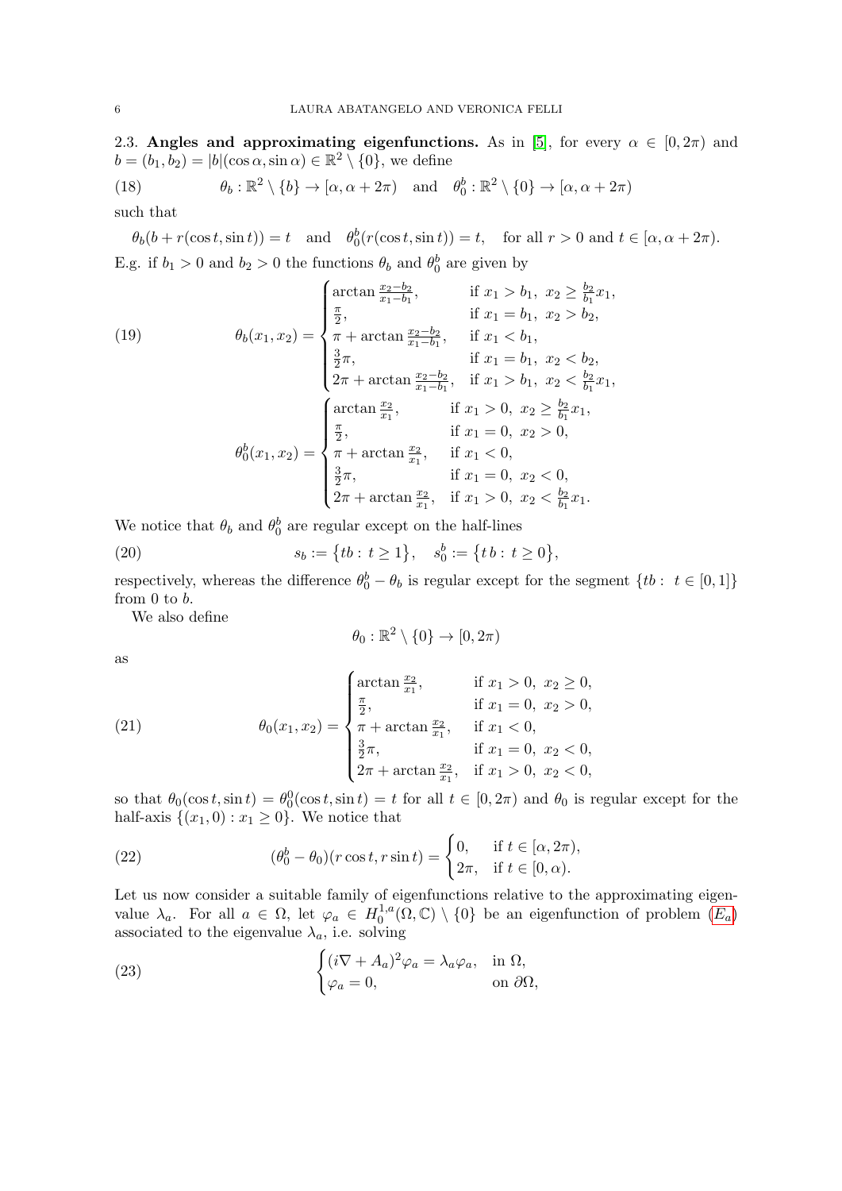**2.3. Angles and approximating eigenfunctions.** As in [5], for every $\alpha \in [0, 2\pi)$ and $b = (b_1, b_2) = |b|(\cos\alpha, \sin\alpha) \in \mathbb{R}^2 \setminus \{0\}$, we define

$$\theta_b : \mathbb{R}^2 \setminus \{b\} \to [\alpha, \alpha + 2\pi) \quad \text{and} \quad \theta_0^b : \mathbb{R}^2 \setminus \{0\} \to [\alpha, \alpha + 2\pi) \tag{18}$$

such that

$$\theta_b(b + r(\cos t, \sin t)) = t \quad \text{and} \quad \theta_0^b(r(\cos t, \sin t)) = t, \quad \text{for all } r > 0 \text{ and } t \in [\alpha, \alpha + 2\pi).$$

E.g. if $b_1 > 0$ and $b_2 > 0$ the functions $\theta_b$ and $\theta_0^b$ are given by

$$\theta_b(x_1, x_2) = \begin{cases} \arctan \frac{x_2 - b_2}{x_1 - b_1}, & \text{if } x_1 > b_1,\ x_2 \geq \frac{b_2}{b_1} x_1, \\ \frac{\pi}{2}, & \text{if } x_1 = b_1,\ x_2 > b_2, \\ \pi + \arctan \frac{x_2 - b_2}{x_1 - b_1}, & \text{if } x_1 < b_1, \\ \frac{3}{2}\pi, & \text{if } x_1 = b_1,\ x_2 < b_2, \\ 2\pi + \arctan \frac{x_2 - b_2}{x_1 - b_1}, & \text{if } x_1 > b_1,\ x_2 < \frac{b_2}{b_1} x_1, \end{cases} \tag{19}$$

$$\theta_0^b(x_1, x_2) = \begin{cases} \arctan \frac{x_2}{x_1}, & \text{if } x_1 > 0,\ x_2 \geq \frac{b_2}{b_1} x_1, \\ \frac{\pi}{2}, & \text{if } x_1 = 0,\ x_2 > 0, \\ \pi + \arctan \frac{x_2}{x_1}, & \text{if } x_1 < 0, \\ \frac{3}{2}\pi, & \text{if } x_1 = 0,\ x_2 < 0, \\ 2\pi + \arctan \frac{x_2}{x_1}, & \text{if } x_1 > 0,\ x_2 < \frac{b_2}{b_1} x_1. \end{cases}$$

We notice that $\theta_b$ and $\theta_0^b$ are regular except on the half-lines

$$s_b := \{tb : t \geq 1\}, \quad s_0^b := \{t\, b : t \geq 0\}, \tag{20}$$

respectively, whereas the difference $\theta_0^b - \theta_b$ is regular except for the segment $\{tb : t \in [0, 1]\}$ from 0 to $b$.

We also define

$$\theta_0 : \mathbb{R}^2 \setminus \{0\} \to [0, 2\pi)$$

as

$$\theta_0(x_1, x_2) = \begin{cases} \arctan \frac{x_2}{x_1}, & \text{if } x_1 > 0,\ x_2 \geq 0, \\ \frac{\pi}{2}, & \text{if } x_1 = 0,\ x_2 > 0, \\ \pi + \arctan \frac{x_2}{x_1}, & \text{if } x_1 < 0, \\ \frac{3}{2}\pi, & \text{if } x_1 = 0,\ x_2 < 0, \\ 2\pi + \arctan \frac{x_2}{x_1}, & \text{if } x_1 > 0,\ x_2 < 0, \end{cases} \tag{21}$$

so that $\theta_0(\cos t, \sin t) = \theta_0^0(\cos t, \sin t) = t$ for all $t \in [0, 2\pi)$ and $\theta_0$ is regular except for the half-axis $\{(x_1, 0) : x_1 \geq 0\}$. We notice that

$$(\theta_0^b - \theta_0)(r\cos t, r\sin t) = \begin{cases} 0, & \text{if } t \in [\alpha, 2\pi), \\ 2\pi, & \text{if } t \in [0, \alpha). \end{cases} \tag{22}$$

Let us now consider a suitable family of eigenfunctions relative to the approximating eigenvalue $\lambda_a$. For all $a \in \Omega$, let $\varphi_a \in H_0^{1,a}(\Omega, \mathbb{C}) \setminus \{0\}$ be an eigenfunction of problem ($E_a$) associated to the eigenvalue $\lambda_a$, i.e. solving

$$\begin{cases} (i\nabla + A_a)^2 \varphi_a = \lambda_a \varphi_a, & \text{in } \Omega, \\ \varphi_a = 0, & \text{on } \partial\Omega, \end{cases} \tag{23}$$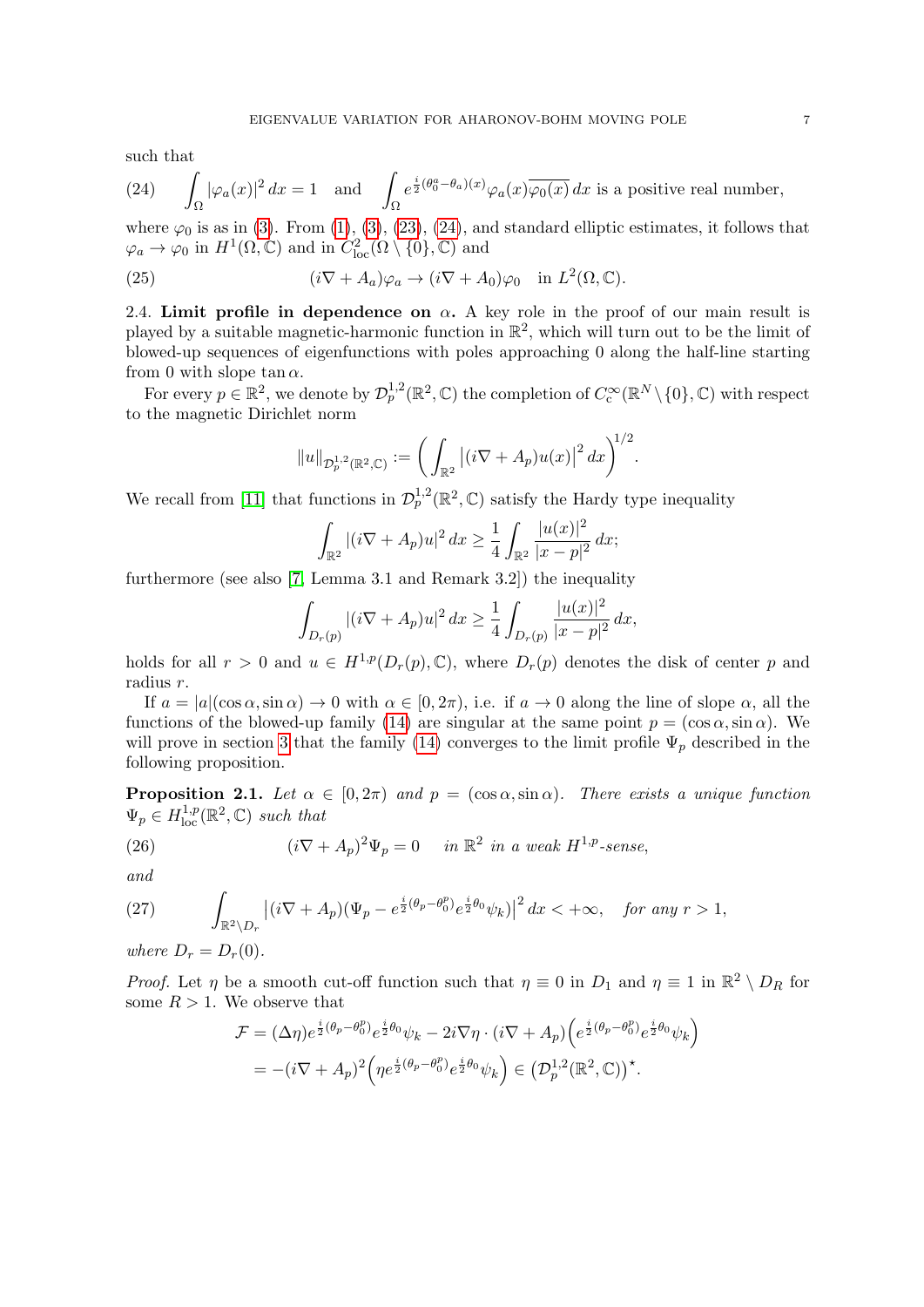such that

$$\text{(24)} \qquad \int_\Omega |\varphi_a(x)|^2\,dx = 1 \quad \text{and} \quad \int_\Omega e^{\frac{i}{2}(\theta_0^a - \theta_a)(x)}\varphi_a(x)\overline{\varphi_0(x)}\,dx \text{ is a positive real number,}$$

where $\varphi_0$ is as in (3). From (1), (3), (23), (24), and standard elliptic estimates, it follows that $\varphi_a \to \varphi_0$ in $H^1(\Omega,\mathbb{C})$ and in $C^2_{\rm loc}(\Omega\setminus\{0\},\mathbb{C})$ and

$$\text{(25)} \qquad (i\nabla + A_a)\varphi_a \to (i\nabla + A_0)\varphi_0 \quad \text{in } L^2(\Omega,\mathbb{C}).$$

2.4. **Limit profile in dependence on** $\alpha$. A key role in the proof of our main result is played by a suitable magnetic-harmonic function in $\mathbb{R}^2$, which will turn out to be the limit of blowed-up sequences of eigenfunctions with poles approaching 0 along the half-line starting from 0 with slope $\tan\alpha$.

For every $p \in \mathbb{R}^2$, we denote by $\mathcal{D}^{1,2}_p(\mathbb{R}^2,\mathbb{C})$ the completion of $C^\infty_c(\mathbb{R}^N\setminus\{0\},\mathbb{C})$ with respect to the magnetic Dirichlet norm

$$\|u\|_{\mathcal{D}^{1,2}_p(\mathbb{R}^2,\mathbb{C})} := \bigg(\int_{\mathbb{R}^2} \big|(i\nabla + A_p)u(x)\big|^2\,dx\bigg)^{1/2}.$$

We recall from [11] that functions in $\mathcal{D}^{1,2}_p(\mathbb{R}^2,\mathbb{C})$ satisfy the Hardy type inequality

$$\int_{\mathbb{R}^2} |(i\nabla + A_p)u|^2\,dx \geq \frac{1}{4}\int_{\mathbb{R}^2}\frac{|u(x)|^2}{|x-p|^2}\,dx;$$

furthermore (see also [7, Lemma 3.1 and Remark 3.2]) the inequality

$$\int_{D_r(p)} |(i\nabla + A_p)u|^2\,dx \geq \frac{1}{4}\int_{D_r(p)}\frac{|u(x)|^2}{|x-p|^2}\,dx,$$

holds for all $r>0$ and $u \in H^{1,p}(D_r(p),\mathbb{C})$, where $D_r(p)$ denotes the disk of center $p$ and radius $r$.

If $a = |a|(\cos\alpha,\sin\alpha) \to 0$ with $\alpha\in[0,2\pi)$, i.e. if $a\to 0$ along the line of slope $\alpha$, all the functions of the blowed-up family (14) are singular at the same point $p = (\cos\alpha,\sin\alpha)$. We will prove in section 3 that the family (14) converges to the limit profile $\Psi_p$ described in the following proposition.

**Proposition 2.1.** *Let $\alpha\in[0,2\pi)$ and $p = (\cos\alpha,\sin\alpha)$. There exists a unique function $\Psi_p \in H^{1,p}_{\rm loc}(\mathbb{R}^2,\mathbb{C})$ such that*

$$\text{(26)} \qquad (i\nabla + A_p)^2\Psi_p = 0 \quad \text{in } \mathbb{R}^2 \text{ in a weak } H^{1,p}\text{-sense},$$

*and*

$$\text{(27)} \qquad \int_{\mathbb{R}^2\setminus D_r}\big|(i\nabla + A_p)(\Psi_p - e^{\frac{i}{2}(\theta_p - \theta_0^p)}e^{\frac{i}{2}\theta_0}\psi_k)\big|^2\,dx < +\infty, \quad \text{for any } r>1,$$

*where $D_r = D_r(0)$.*

*Proof.* Let $\eta$ be a smooth cut-off function such that $\eta\equiv 0$ in $D_1$ and $\eta\equiv 1$ in $\mathbb{R}^2\setminus D_R$ for some $R>1$. We observe that

$$\begin{aligned}
\mathcal{F} &= (\Delta\eta)e^{\frac{i}{2}(\theta_p-\theta_0^p)}e^{\frac{i}{2}\theta_0}\psi_k - 2i\nabla\eta\cdot(i\nabla + A_p)\Big(e^{\frac{i}{2}(\theta_p-\theta_0^p)}e^{\frac{i}{2}\theta_0}\psi_k\Big)\\
&= -(i\nabla + A_p)^2\Big(\eta e^{\frac{i}{2}(\theta_p-\theta_0^p)}e^{\frac{i}{2}\theta_0}\psi_k\Big) \in \big(\mathcal{D}^{1,2}_p(\mathbb{R}^2,\mathbb{C})\big)^\star.
\end{aligned}$$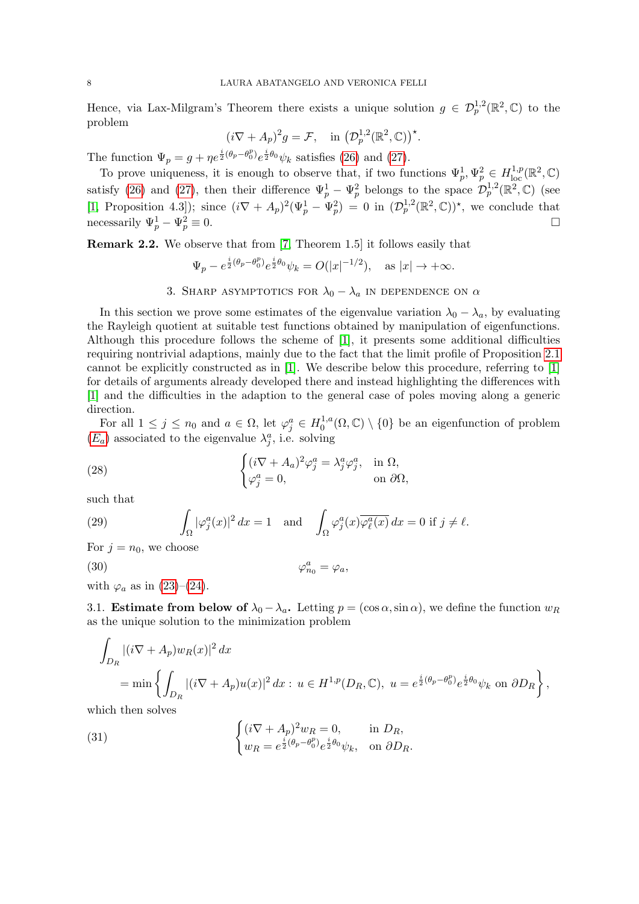Hence, via Lax-Milgram's Theorem there exists a unique solution $g \in \mathcal{D}^{1,2}_p(\mathbb{R}^2,\mathbb{C})$ to the problem

$$(i\nabla + A_p)^2 g = \mathcal{F}, \quad \text{in } \left(\mathcal{D}^{1,2}_p(\mathbb{R}^2,\mathbb{C})\right)^\star.$$

The function $\Psi_p = g + \eta e^{\frac{i}{2}(\theta_p - \theta_0^p)} e^{\frac{i}{2}\theta_0}\psi_k$ satisfies (26) and (27).

To prove uniqueness, it is enough to observe that, if two functions $\Psi_p^1, \Psi_p^2 \in H^{1,p}_{\rm loc}(\mathbb{R}^2,\mathbb{C})$ satisfy (26) and (27), then their difference $\Psi_p^1 - \Psi_p^2$ belongs to the space $\mathcal{D}^{1,2}_p(\mathbb{R}^2,\mathbb{C})$ (see [1, Proposition 4.3]); since $(i\nabla + A_p)^2(\Psi_p^1 - \Psi_p^2) = 0$ in $(\mathcal{D}^{1,2}_p(\mathbb{R}^2,\mathbb{C}))^\star$, we conclude that necessarily $\Psi_p^1 - \Psi_p^2 \equiv 0$. □

**Remark 2.2.** We observe that from [7, Theorem 1.5] it follows easily that

$$\Psi_p - e^{\frac{i}{2}(\theta_p - \theta_0^p)} e^{\frac{i}{2}\theta_0}\psi_k = O(|x|^{-1/2}), \quad \text{as } |x| \to +\infty.$$

## 3. Sharp asymptotics for $\lambda_0 - \lambda_a$ in dependence on $\alpha$

In this section we prove some estimates of the eigenvalue variation $\lambda_0 - \lambda_a$, by evaluating the Rayleigh quotient at suitable test functions obtained by manipulation of eigenfunctions. Although this procedure follows the scheme of [1], it presents some additional difficulties requiring nontrivial adaptions, mainly due to the fact that the limit profile of Proposition 2.1 cannot be explicitly constructed as in [1]. We describe below this procedure, referring to [1] for details of arguments already developed there and instead highlighting the differences with [1] and the difficulties in the adaption to the general case of poles moving along a generic direction.

For all $1 \leq j \leq n_0$ and $a \in \Omega$, let $\varphi_j^a \in H^{1,a}_0(\Omega,\mathbb{C}) \setminus \{0\}$ be an eigenfunction of problem ($E_a$) associated to the eigenvalue $\lambda_j^a$, i.e. solving

$$\begin{cases} (i\nabla + A_a)^2 \varphi_j^a = \lambda_j^a \varphi_j^a, & \text{in } \Omega, \\ \varphi_j^a = 0, & \text{on } \partial\Omega, \end{cases} \tag{28}$$

such that

$$\int_\Omega |\varphi_j^a(x)|^2\,dx = 1 \quad \text{and} \quad \int_\Omega \varphi_j^a(x)\overline{\varphi_\ell^a(x)}\,dx = 0 \text{ if } j \neq \ell. \tag{29}$$

For $j = n_0$, we choose

$$\varphi_{n_0}^a = \varphi_a, \tag{30}$$

with $\varphi_a$ as in (23)–(24).

### 3.1. Estimate from below of $\lambda_0 - \lambda_a$.

Letting $p = (\cos\alpha, \sin\alpha)$, we define the function $w_R$ as the unique solution to the minimization problem

$$\int_{D_R} |(i\nabla + A_p)w_R(x)|^2\,dx$$
$$= \min\left\{\int_{D_R} |(i\nabla + A_p)u(x)|^2\,dx : \, u \in H^{1,p}(D_R,\mathbb{C}),\ u = e^{\frac{i}{2}(\theta_p - \theta_0^p)} e^{\frac{i}{2}\theta_0}\psi_k \text{ on } \partial D_R\right\},$$

which then solves

$$\begin{cases} (i\nabla + A_p)^2 w_R = 0, & \text{in } D_R, \\ w_R = e^{\frac{i}{2}(\theta_p - \theta_0^p)} e^{\frac{i}{2}\theta_0}\psi_k, & \text{on } \partial D_R. \end{cases} \tag{31}$$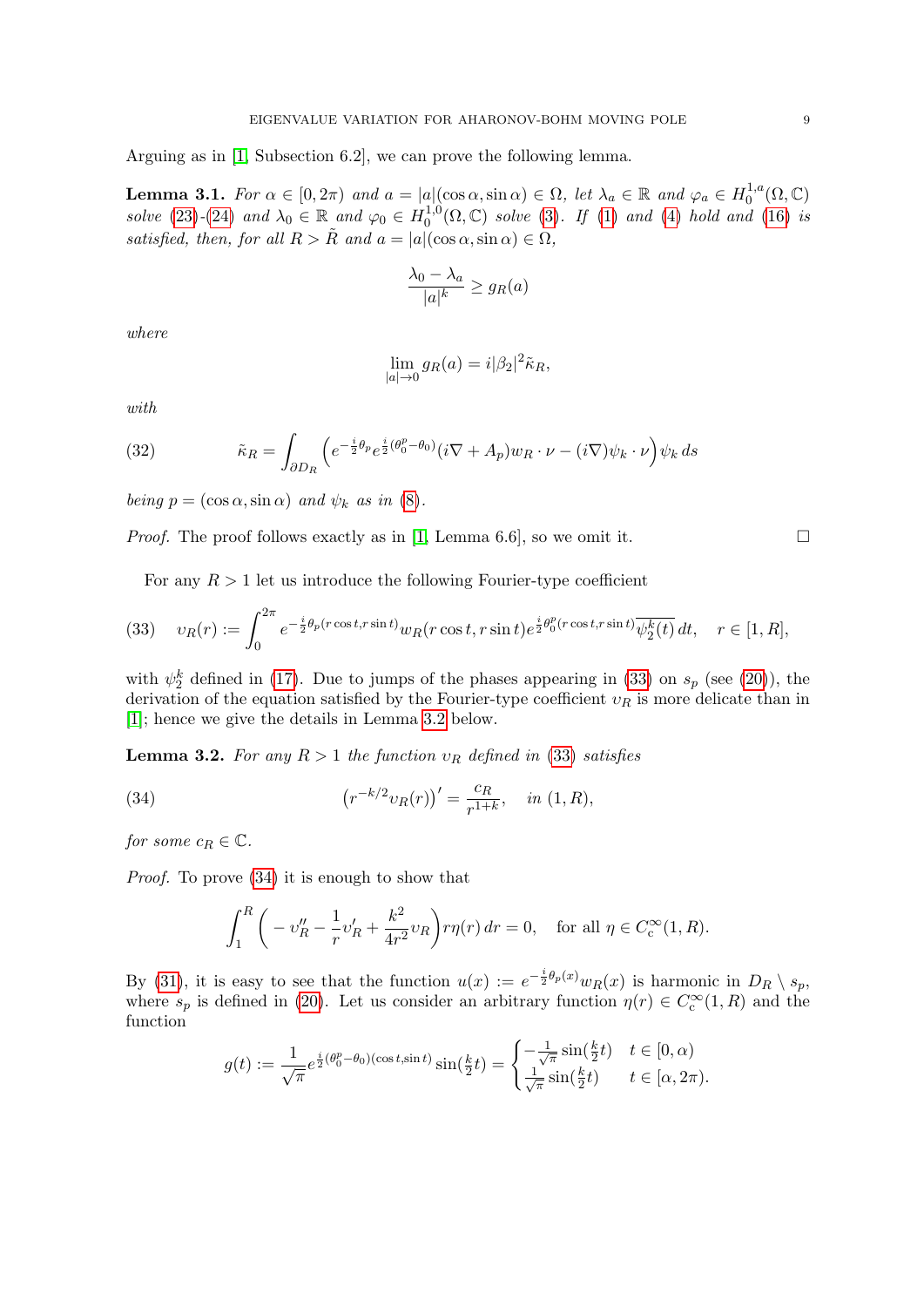Arguing as in [1, Subsection 6.2], we can prove the following lemma.

**Lemma 3.1.** *For $\alpha \in [0, 2\pi)$ and $a = |a|(\cos\alpha, \sin\alpha) \in \Omega$, let $\lambda_a \in \mathbb{R}$ and $\varphi_a \in H_0^{1,a}(\Omega, \mathbb{C})$ solve (23)-(24) and $\lambda_0 \in \mathbb{R}$ and $\varphi_0 \in H_0^{1,0}(\Omega, \mathbb{C})$ solve (3). If (1) and (4) hold and (16) is satisfied, then, for all $R > \tilde{R}$ and $a = |a|(\cos\alpha, \sin\alpha) \in \Omega$,*

$$\frac{\lambda_0 - \lambda_a}{|a|^k} \geq g_R(a)$$

*where*

$$\lim_{|a| \to 0} g_R(a) = i|\beta_2|^2 \tilde{\kappa}_R,$$

*with*

$$\tilde{\kappa}_R = \int_{\partial D_R} \Big( e^{-\frac{i}{2}\theta_p} e^{\frac{i}{2}(\theta_0^p - \theta_0)} (i\nabla + A_p) w_R \cdot \nu - (i\nabla)\psi_k \cdot \nu \Big) \psi_k \, ds \tag{32}$$

*being $p = (\cos\alpha, \sin\alpha)$ and $\psi_k$ as in (8).*

*Proof.* The proof follows exactly as in [1, Lemma 6.6], so we omit it. □

For any $R > 1$ let us introduce the following Fourier-type coefficient

$$\upsilon_R(r) := \int_0^{2\pi} e^{-\frac{i}{2}\theta_p(r\cos t, r\sin t)} w_R(r\cos t, r\sin t) e^{\frac{i}{2}\theta_0^p(r\cos t, r\sin t)} \overline{\psi_2^k(t)} \, dt, \quad r \in [1, R], \tag{33}$$

with $\psi_2^k$ defined in (17). Due to jumps of the phases appearing in (33) on $s_p$ (see (20)), the derivation of the equation satisfied by the Fourier-type coefficient $\upsilon_R$ is more delicate than in [1]; hence we give the details in Lemma 3.2 below.

**Lemma 3.2.** *For any $R > 1$ the function $\upsilon_R$ defined in (33) satisfies*

$$\big(r^{-k/2} \upsilon_R(r)\big)' = \frac{c_R}{r^{1+k}}, \quad \text{in } (1, R), \tag{34}$$

*for some $c_R \in \mathbb{C}$.*

*Proof.* To prove (34) it is enough to show that

$$\int_1^R \Big( -\upsilon_R'' - \frac{1}{r}\upsilon_R' + \frac{k^2}{4r^2}\upsilon_R \Big) r\eta(r) \, dr = 0, \quad \text{for all } \eta \in C_c^\infty(1, R).$$

By (31), it is easy to see that the function $u(x) := e^{-\frac{i}{2}\theta_p(x)} w_R(x)$ is harmonic in $D_R \setminus s_p$, where $s_p$ is defined in (20). Let us consider an arbitrary function $\eta(r) \in C_c^\infty(1, R)$ and the function

$$g(t) := \frac{1}{\sqrt{\pi}} e^{\frac{i}{2}(\theta_0^p - \theta_0)(\cos t, \sin t)} \sin(\tfrac{k}{2}t) = \begin{cases} -\frac{1}{\sqrt{\pi}} \sin(\frac{k}{2}t) & t \in [0, \alpha) \\ \frac{1}{\sqrt{\pi}} \sin(\frac{k}{2}t) & t \in [\alpha, 2\pi). \end{cases}$$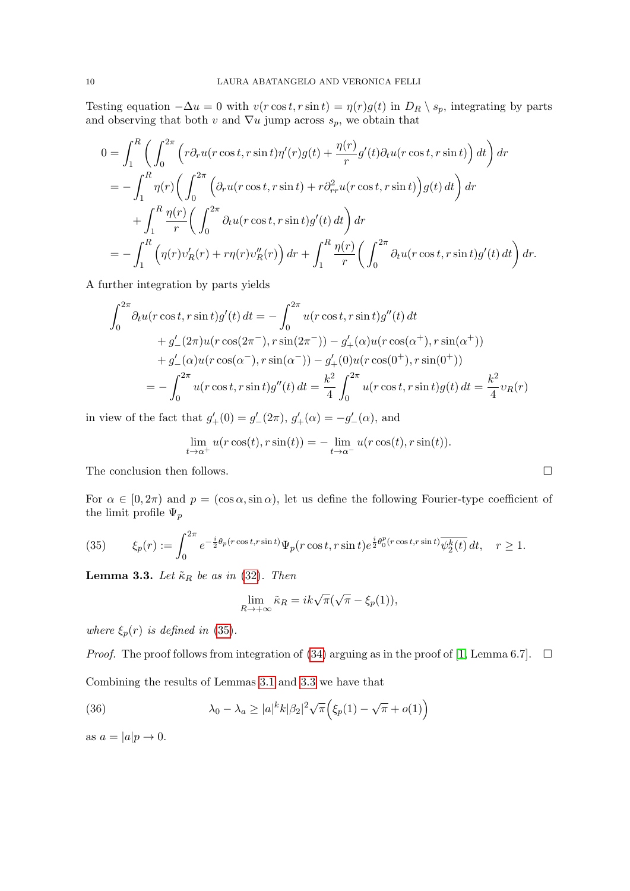Testing equation $-\Delta u = 0$ with $v(r\cos t, r\sin t) = \eta(r)g(t)$ in $D_R \setminus s_p$, integrating by parts and observing that both $v$ and $\nabla u$ jump across $s_p$, we obtain that

$$
\begin{aligned}
0 &= \int_1^R \left( \int_0^{2\pi} \left( r\partial_r u(r\cos t, r\sin t)\eta'(r)g(t) + \frac{\eta(r)}{r} g'(t)\partial_t u(r\cos t, r\sin t) \right) dt \right) dr \\
&= -\int_1^R \eta(r) \bigg( \int_0^{2\pi} \Big( \partial_r u(r\cos t, r\sin t) + r\partial^2_{rr} u(r\cos t, r\sin t) \Big) g(t)\, dt \bigg) dr \\
&\quad + \int_1^R \frac{\eta(r)}{r} \bigg( \int_0^{2\pi} \partial_t u(r\cos t, r\sin t) g'(t)\, dt \bigg) dr \\
&= -\int_1^R \Big( \eta(r)\upsilon_R'(r) + r\eta(r)\upsilon_R''(r) \Big) dr + \int_1^R \frac{\eta(r)}{r} \bigg( \int_0^{2\pi} \partial_t u(r\cos t, r\sin t) g'(t)\, dt \bigg) dr.
\end{aligned}
$$

A further integration by parts yields

$$
\begin{aligned}
\int_0^{2\pi} \partial_t u(r\cos t, r\sin t) g'(t)\, dt &= -\int_0^{2\pi} u(r\cos t, r\sin t) g''(t)\, dt \\
&\quad + g'_-(2\pi) u(r\cos(2\pi^-), r\sin(2\pi^-)) - g'_+(\alpha) u(r\cos(\alpha^+), r\sin(\alpha^+)) \\
&\quad + g'_-(\alpha) u(r\cos(\alpha^-), r\sin(\alpha^-)) - g'_+(0) u(r\cos(0^+), r\sin(0^+)) \\
&= -\int_0^{2\pi} u(r\cos t, r\sin t) g''(t)\, dt = \frac{k^2}{4} \int_0^{2\pi} u(r\cos t, r\sin t) g(t)\, dt = \frac{k^2}{4} \upsilon_R(r)
\end{aligned}
$$

in view of the fact that $g'_+(0) = g'_-(2\pi)$, $g'_+(\alpha) = -g'_-(\alpha)$, and

$$
\lim_{t \to \alpha^+} u(r\cos(t), r\sin(t)) = -\lim_{t \to \alpha^-} u(r\cos(t), r\sin(t)).
$$

The conclusion then follows. □

For $\alpha \in [0, 2\pi)$ and $p = (\cos\alpha, \sin\alpha)$, let us define the following Fourier-type coefficient of the limit profile $\Psi_p$

$$
\xi_p(r) := \int_0^{2\pi} e^{-\frac{i}{2}\theta_p(r\cos t, r\sin t)} \Psi_p(r\cos t, r\sin t) e^{\frac{i}{2}\theta_0^p(r\cos t, r\sin t)} \overline{\psi_2^k(t)}\, dt, \quad r \geq 1. \tag{35}
$$

**Lemma 3.3.** *Let $\tilde{\kappa}_R$ be as in (32). Then*

$$
\lim_{R \to +\infty} \tilde{\kappa}_R = ik\sqrt{\pi}(\sqrt{\pi} - \xi_p(1)),
$$

*where $\xi_p(r)$ is defined in (35).*

*Proof.* The proof follows from integration of (34) arguing as in the proof of [1, Lemma 6.7]. □

Combining the results of Lemmas 3.1 and 3.3 we have that

$$
\lambda_0 - \lambda_a \geq |a|^k k |\beta_2|^2 \sqrt{\pi} \Big( \xi_p(1) - \sqrt{\pi} + o(1) \Big) \tag{36}
$$

as $a = |a|p \to 0$.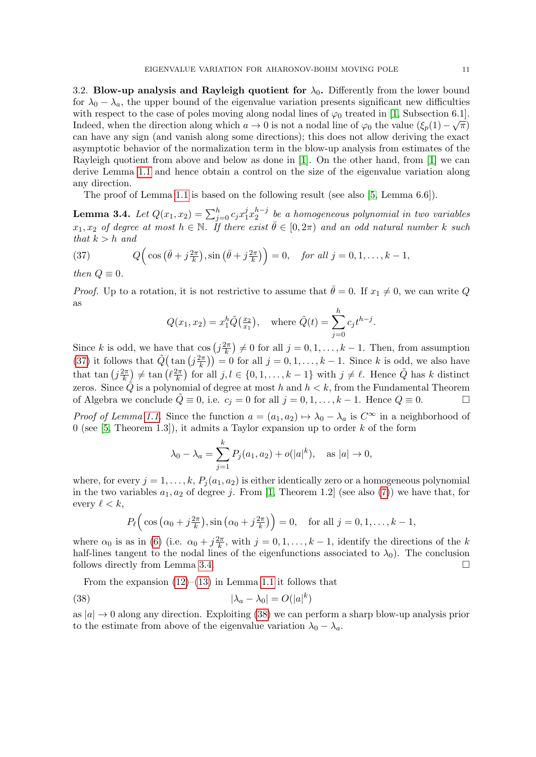3.2. **Blow-up analysis and Rayleigh quotient for $\lambda_0$.** Differently from the lower bound for $\lambda_0 - \lambda_a$, the upper bound of the eigenvalue variation presents significant new difficulties with respect to the case of poles moving along nodal lines of $\varphi_0$ treated in [1, Subsection 6.1]. Indeed, when the direction along which $a \to 0$ is not a nodal line of $\varphi_0$ the value $(\xi_p(1) - \sqrt{\pi})$ can have any sign (and vanish along some directions); this does not allow deriving the exact asymptotic behavior of the normalization term in the blow-up analysis from estimates of the Rayleigh quotient from above and below as done in [1]. On the other hand, from [1] we can derive Lemma 1.1 and hence obtain a control on the size of the eigenvalue variation along any direction.

The proof of Lemma 1.1 is based on the following result (see also [5, Lemma 6.6]).

**Lemma 3.4.** *Let $Q(x_1, x_2) = \sum_{j=0}^{h} c_j x_1^j x_2^{h-j}$ be a homogeneous polynomial in two variables $x_1, x_2$ of degree at most $h \in \mathbb{N}$. If there exist $\bar\theta \in [0, 2\pi)$ and an odd natural number $k$ such that $k > h$ and*

$$Q\Big(\cos\big(\bar\theta + j\tfrac{2\pi}{k}\big), \sin\big(\bar\theta + j\tfrac{2\pi}{k}\big)\Big) = 0, \quad \text{for all } j = 0, 1, \ldots, k-1, \tag{37}$$

*then $Q \equiv 0$.*

*Proof.* Up to a rotation, it is not restrictive to assume that $\bar\theta = 0$. If $x_1 \neq 0$, we can write $Q$ as

$$Q(x_1, x_2) = x_1^h \tilde Q\big(\tfrac{x_2}{x_1}\big), \quad \text{where } \tilde Q(t) = \sum_{j=0}^{h} c_j t^{h-j}.$$

Since $k$ is odd, we have that $\cos\big(j\frac{2\pi}{k}\big) \neq 0$ for all $j = 0, 1, \ldots, k-1$. Then, from assumption (37) it follows that $\tilde Q\big(\tan\big(j\frac{2\pi}{k}\big)\big) = 0$ for all $j = 0, 1, \ldots, k-1$. Since $k$ is odd, we also have that $\tan\big(j\frac{2\pi}{k}\big) \neq \tan\big(\ell\frac{2\pi}{k}\big)$ for all $j, l \in \{0, 1, \ldots, k-1\}$ with $j \neq \ell$. Hence $\tilde Q$ has $k$ distinct zeros. Since $\tilde Q$ is a polynomial of degree at most $h$ and $h < k$, from the Fundamental Theorem of Algebra we conclude $\tilde Q \equiv 0$, i.e. $c_j = 0$ for all $j = 0, 1, \ldots, k-1$. Hence $Q \equiv 0$. □

*Proof of Lemma 1.1.* Since the function $a = (a_1, a_2) \mapsto \lambda_0 - \lambda_a$ is $C^\infty$ in a neighborhood of $0$ (see [5, Theorem 1.3]), it admits a Taylor expansion up to order $k$ of the form

$$\lambda_0 - \lambda_a = \sum_{j=1}^{k} P_j(a_1, a_2) + o(|a|^k), \quad \text{as } |a| \to 0,$$

where, for every $j = 1, \ldots, k$, $P_j(a_1, a_2)$ is either identically zero or a homogeneous polynomial in the two variables $a_1, a_2$ of degree $j$. From [1, Theorem 1.2] (see also (7)) we have that, for every $\ell < k$,

$$P_\ell\Big(\cos\big(\alpha_0 + j\tfrac{2\pi}{k}\big), \sin\big(\alpha_0 + j\tfrac{2\pi}{k}\big)\Big) = 0, \quad \text{for all } j = 0, 1, \ldots, k-1,$$

where $\alpha_0$ is as in (6) (i.e. $\alpha_0 + j\frac{2\pi}{k}$, with $j = 0, 1, \ldots, k-1$, identify the directions of the $k$ half-lines tangent to the nodal lines of the eigenfunctions associated to $\lambda_0$). The conclusion follows directly from Lemma 3.4. □

From the expansion (12)–(13) in Lemma 1.1 it follows that

$$|\lambda_a - \lambda_0| = O(|a|^k) \tag{38}$$

as $|a| \to 0$ along any direction. Exploiting (38) we can perform a sharp blow-up analysis prior to the estimate from above of the eigenvalue variation $\lambda_0 - \lambda_a$.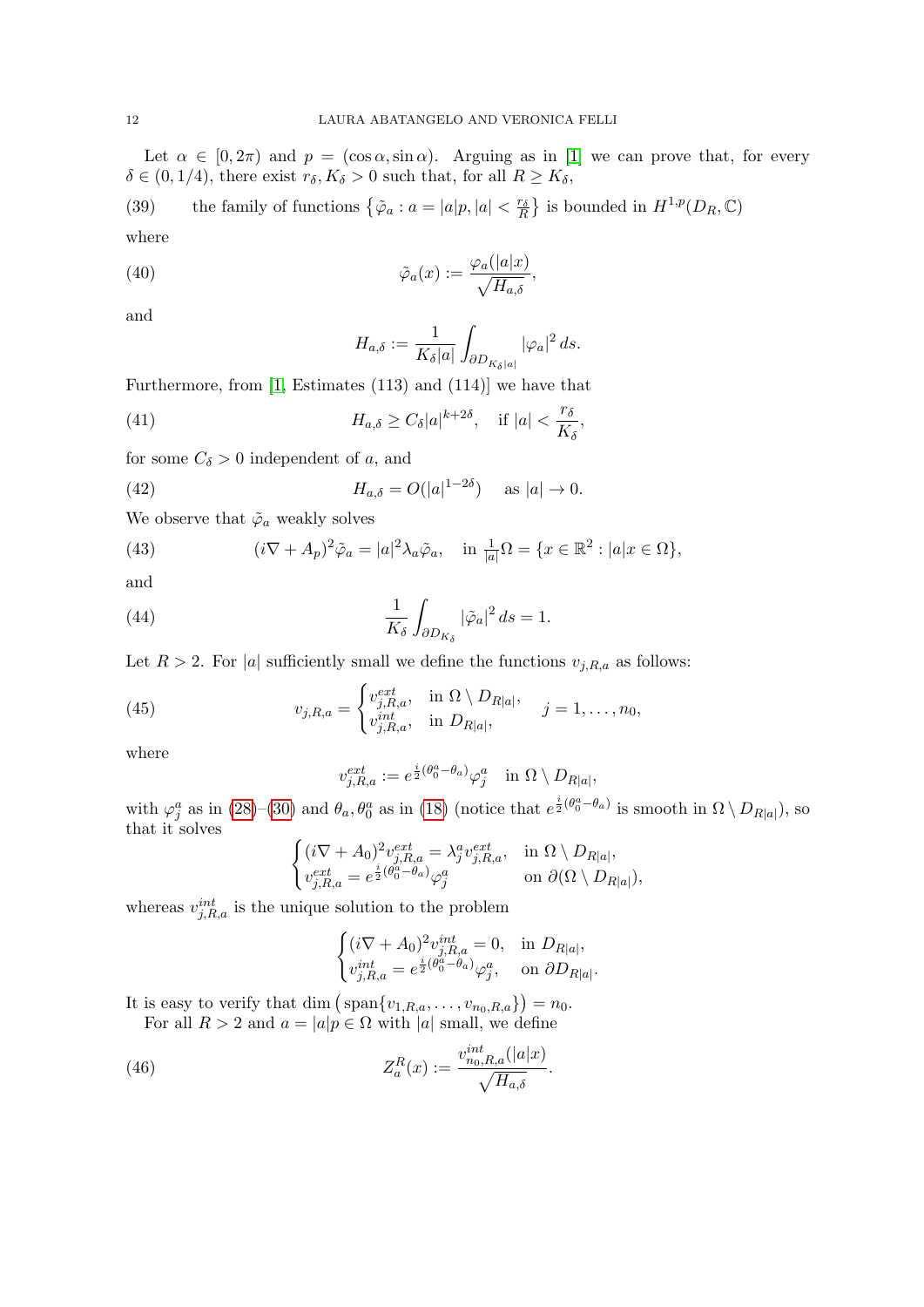Let $\alpha \in [0, 2\pi)$ and $p = (\cos\alpha, \sin\alpha)$. Arguing as in [1] we can prove that, for every $\delta \in (0, 1/4)$, there exist $r_\delta, K_\delta > 0$ such that, for all $R \geq K_\delta$,

$$\text{the family of functions } \left\{\tilde{\varphi}_a : a = |a|p, |a| < \tfrac{r_\delta}{R}\right\} \text{ is bounded in } H^{1,p}(D_R, \mathbb{C}) \tag{39}$$

where

$$\tilde{\varphi}_a(x) := \frac{\varphi_a(|a|x)}{\sqrt{H_{a,\delta}}}, \tag{40}$$

and

$$H_{a,\delta} := \frac{1}{K_\delta |a|} \int_{\partial D_{K_\delta |a|}} |\varphi_a|^2 \, ds.$$

Furthermore, from [1, Estimates (113) and (114)] we have that

$$H_{a,\delta} \geq C_\delta |a|^{k+2\delta}, \quad \text{if } |a| < \frac{r_\delta}{K_\delta}, \tag{41}$$

for some $C_\delta > 0$ independent of $a$, and

$$H_{a,\delta} = O(|a|^{1-2\delta}) \quad \text{as } |a| \to 0. \tag{42}$$

We observe that $\tilde{\varphi}_a$ weakly solves

$$(i\nabla + A_p)^2 \tilde{\varphi}_a = |a|^2 \lambda_a \tilde{\varphi}_a, \quad \text{in } \tfrac{1}{|a|}\Omega = \{x \in \mathbb{R}^2 : |a|x \in \Omega\}, \tag{43}$$

and

$$\frac{1}{K_\delta} \int_{\partial D_{K_\delta}} |\tilde{\varphi}_a|^2 \, ds = 1. \tag{44}$$

Let $R > 2$. For $|a|$ sufficiently small we define the functions $v_{j,R,a}$ as follows:

$$v_{j,R,a} = \begin{cases} v_{j,R,a}^{ext}, & \text{in } \Omega \setminus D_{R|a|}, \\ v_{j,R,a}^{int}, & \text{in } D_{R|a|}, \end{cases} \quad j = 1, \ldots, n_0, \tag{45}$$

where

$$v_{j,R,a}^{ext} := e^{\frac{i}{2}(\theta_0^a - \theta_a)} \varphi_j^a \quad \text{in } \Omega \setminus D_{R|a|},$$

with $\varphi_j^a$ as in (28)–(30) and $\theta_a, \theta_0^a$ as in (18) (notice that $e^{\frac{i}{2}(\theta_0^a - \theta_a)}$ is smooth in $\Omega \setminus D_{R|a|}$), so that it solves

$$\begin{cases} (i\nabla + A_0)^2 v_{j,R,a}^{ext} = \lambda_j^a v_{j,R,a}^{ext}, & \text{in } \Omega \setminus D_{R|a|}, \\ v_{j,R,a}^{ext} = e^{\frac{i}{2}(\theta_0^a - \theta_a)} \varphi_j^a & \text{on } \partial(\Omega \setminus D_{R|a|}), \end{cases}$$

whereas $v_{j,R,a}^{int}$ is the unique solution to the problem

$$\begin{cases} (i\nabla + A_0)^2 v_{j,R,a}^{int} = 0, & \text{in } D_{R|a|}, \\ v_{j,R,a}^{int} = e^{\frac{i}{2}(\theta_0^a - \theta_a)} \varphi_j^a, & \text{on } \partial D_{R|a|}. \end{cases}$$

It is easy to verify that $\dim\left(\operatorname{span}\{v_{1,R,a}, \ldots, v_{n_0,R,a}\}\right) = n_0$.

For all $R > 2$ and $a = |a|p \in \Omega$ with $|a|$ small, we define

$$Z_a^R(x) := \frac{v_{n_0,R,a}^{int}(|a|x)}{\sqrt{H_{a,\delta}}}. \tag{46}$$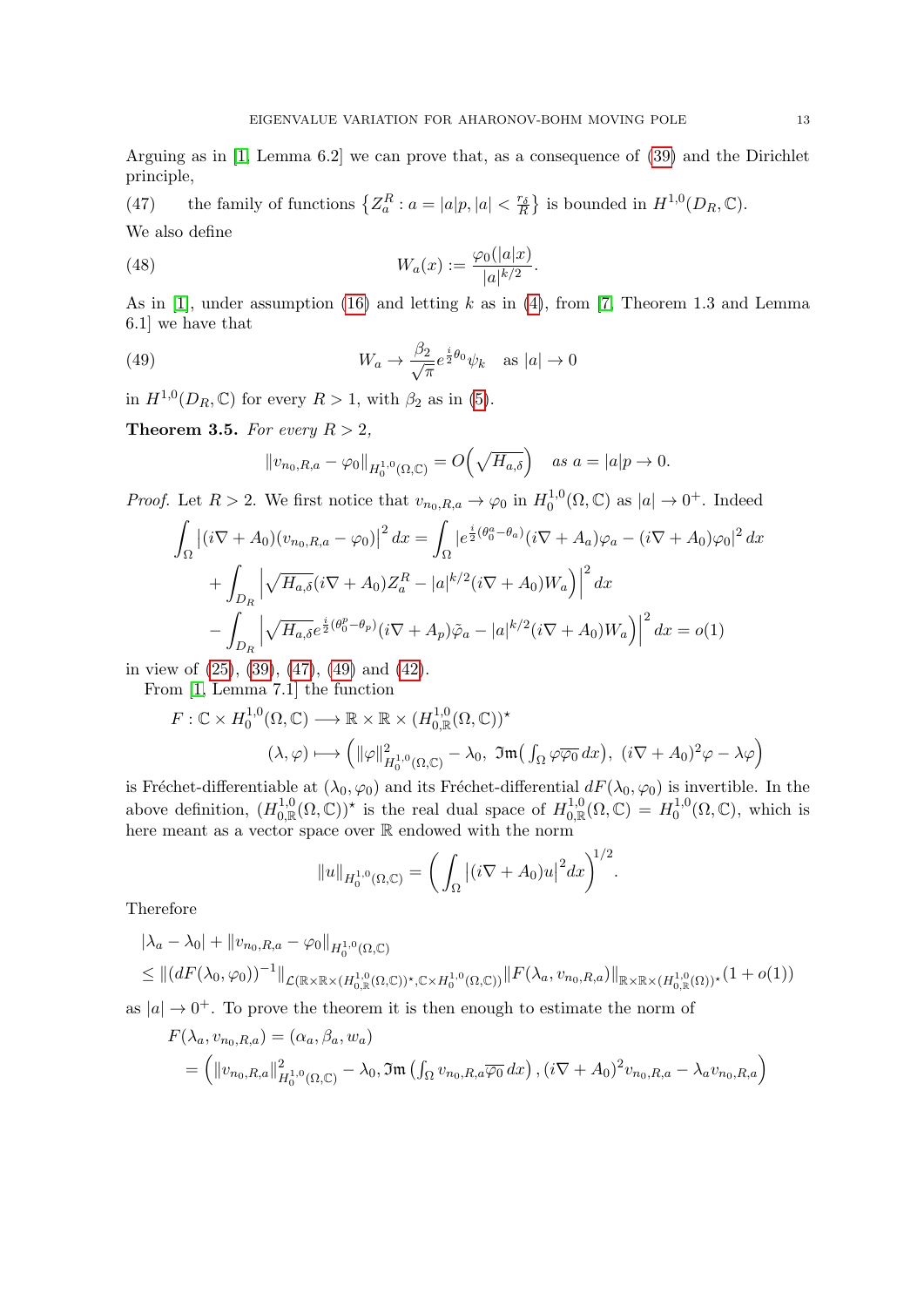Arguing as in [1, Lemma 6.2] we can prove that, as a consequence of (39) and the Dirichlet principle,

(47) the family of functions $\{Z_a^R : a = |a|p, |a| < \frac{r_\delta}{R}\}$ is bounded in $H^{1,0}(D_R, \mathbb{C})$.

We also define

$$W_a(x) := \frac{\varphi_0(|a|x)}{|a|^{k/2}}. \tag{48}$$

As in [1], under assumption (16) and letting $k$ as in (4), from [7, Theorem 1.3 and Lemma 6.1] we have that

$$W_a \to \frac{\beta_2}{\sqrt{\pi}} e^{\frac{i}{2}\theta_0} \psi_k \quad \text{as } |a| \to 0 \tag{49}$$

in $H^{1,0}(D_R, \mathbb{C})$ for every $R > 1$, with $\beta_2$ as in (5).

**Theorem 3.5.** *For every $R > 2$,*

$$\|v_{n_0,R,a} - \varphi_0\|_{H_0^{1,0}(\Omega,\mathbb{C})} = O\Big(\sqrt{H_{a,\delta}}\Big) \quad \text{as } a = |a|p \to 0.$$

*Proof.* Let $R > 2$. We first notice that $v_{n_0,R,a} \to \varphi_0$ in $H_0^{1,0}(\Omega, \mathbb{C})$ as $|a| \to 0^+$. Indeed

$$\begin{aligned}
\int_\Omega \big|(i\nabla + A_0)(v_{n_0,R,a} - \varphi_0)\big|^2 dx &= \int_\Omega |e^{\frac{i}{2}(\theta_0^a - \theta_a)}(i\nabla + A_a)\varphi_a - (i\nabla + A_0)\varphi_0|^2 dx \\
&+ \int_{D_R} \Big|\sqrt{H_{a,\delta}}(i\nabla + A_0)Z_a^R - |a|^{k/2}(i\nabla + A_0)W_a\Big)\Big|^2 dx \\
&- \int_{D_R} \Big|\sqrt{H_{a,\delta}} e^{\frac{i}{2}(\theta_0^p - \theta_p)}(i\nabla + A_p)\tilde{\varphi}_a - |a|^{k/2}(i\nabla + A_0)W_a\Big)\Big|^2 dx = o(1)
\end{aligned}$$

in view of (25), (39), (47), (49) and (42).

From [1, Lemma 7.1] the function

$$\begin{aligned}
F : \mathbb{C} \times H_0^{1,0}(\Omega, \mathbb{C}) &\longrightarrow \mathbb{R} \times \mathbb{R} \times (H_{0,\mathbb{R}}^{1,0}(\Omega, \mathbb{C}))^\star \\
(\lambda, \varphi) &\longmapsto \Big(\|\varphi\|^2_{H_0^{1,0}(\Omega,\mathbb{C})} - \lambda_0,\ \mathfrak{Im}\big(\textstyle\int_\Omega \varphi\overline{\varphi_0}\, dx\big),\ (i\nabla + A_0)^2\varphi - \lambda\varphi\Big)
\end{aligned}$$

is Fréchet-differentiable at $(\lambda_0, \varphi_0)$ and its Fréchet-differential $dF(\lambda_0, \varphi_0)$ is invertible. In the above definition, $(H_{0,\mathbb{R}}^{1,0}(\Omega, \mathbb{C}))^\star$ is the real dual space of $H_{0,\mathbb{R}}^{1,0}(\Omega, \mathbb{C}) = H_0^{1,0}(\Omega, \mathbb{C})$, which is here meant as a vector space over $\mathbb{R}$ endowed with the norm

$$\|u\|_{H_0^{1,0}(\Omega,\mathbb{C})} = \bigg(\int_\Omega \big|(i\nabla + A_0)u\big|^2 dx\bigg)^{1/2}.$$

Therefore

$$\begin{aligned}
&|\lambda_a - \lambda_0| + \|v_{n_0,R,a} - \varphi_0\|_{H_0^{1,0}(\Omega,\mathbb{C})} \\
&\leq \|(dF(\lambda_0, \varphi_0))^{-1}\|_{\mathcal{L}(\mathbb{R}\times\mathbb{R}\times(H_{0,\mathbb{R}}^{1,0}(\Omega,\mathbb{C}))^\star, \mathbb{C}\times H_0^{1,0}(\Omega,\mathbb{C}))} \|F(\lambda_a, v_{n_0,R,a})\|_{\mathbb{R}\times\mathbb{R}\times(H_{0,\mathbb{R}}^{1,0}(\Omega))^\star}(1 + o(1))
\end{aligned}$$

as $|a| \to 0^+$. To prove the theorem it is then enough to estimate the norm of

$$\begin{aligned}
F(\lambda_a, v_{n_0,R,a}) &= (\alpha_a, \beta_a, w_a) \\
&= \Big(\|v_{n_0,R,a}\|^2_{H_0^{1,0}(\Omega,\mathbb{C})} - \lambda_0, \mathfrak{Im}\left(\textstyle\int_\Omega v_{n_0,R,a}\overline{\varphi_0}\, dx\right), (i\nabla + A_0)^2 v_{n_0,R,a} - \lambda_a v_{n_0,R,a}\Big)
\end{aligned}$$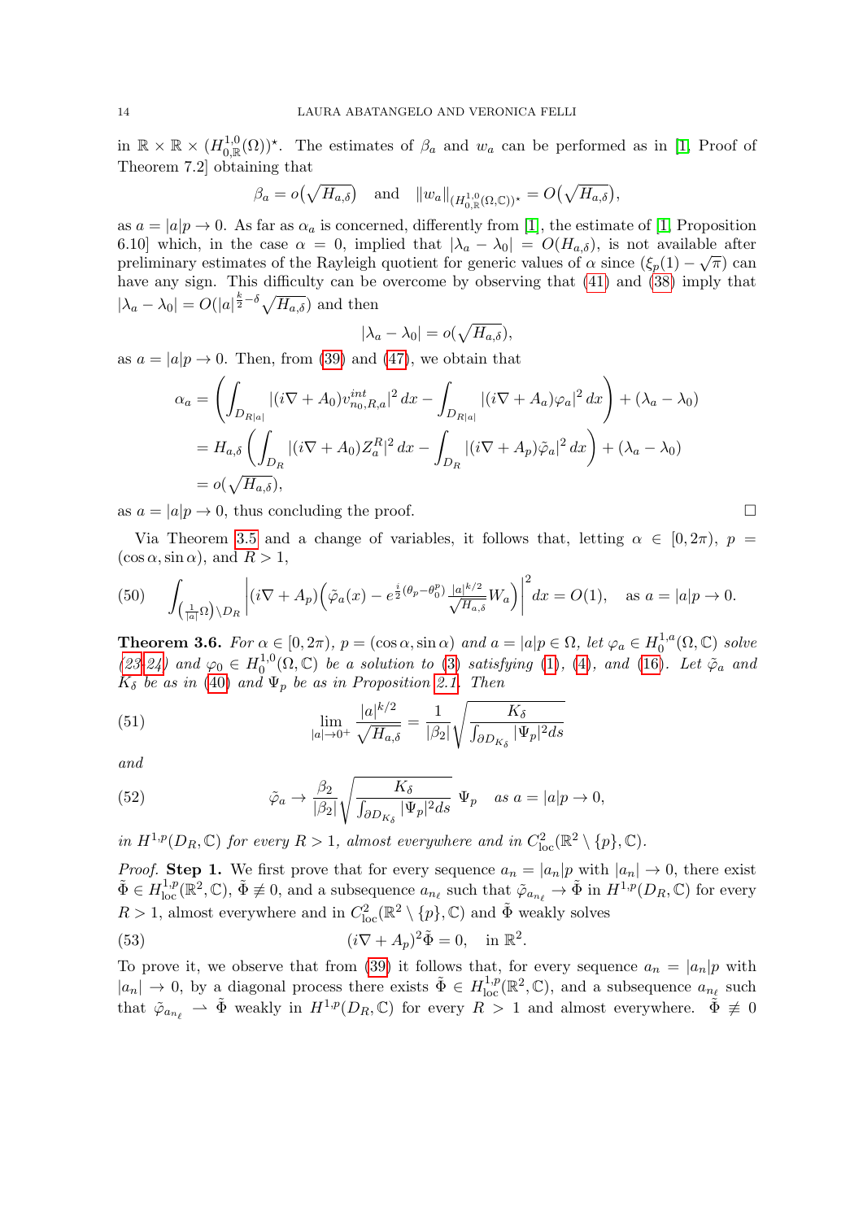in $\mathbb{R} \times \mathbb{R} \times (H^{1,0}_{0,\mathbb{R}}(\Omega))^\star$. The estimates of $\beta_a$ and $w_a$ can be performed as in [1, Proof of Theorem 7.2] obtaining that

$$\beta_a = o\big(\sqrt{H_{a,\delta}}\big) \quad \text{and} \quad \|w_a\|_{(H^{1,0}_{0,\mathbb{R}}(\Omega,\mathbb{C}))^\star} = O\big(\sqrt{H_{a,\delta}}\big),$$

as $a = |a|p \to 0$. As far as $\alpha_a$ is concerned, differently from [1], the estimate of [1, Proposition 6.10] which, in the case $\alpha = 0$, implied that $|\lambda_a - \lambda_0| = O(H_{a,\delta})$, is not available after preliminary estimates of the Rayleigh quotient for generic values of $\alpha$ since $(\xi_p(1) - \sqrt{\pi})$ can have any sign. This difficulty can be overcome by observing that (41) and (38) imply that $|\lambda_a - \lambda_0| = O(|a|^{\frac{k}{2}-\delta}\sqrt{H_{a,\delta}})$ and then

$$|\lambda_a - \lambda_0| = o(\sqrt{H_{a,\delta}}),$$

as $a = |a|p \to 0$. Then, from (39) and (47), we obtain that

$$\begin{aligned}
\alpha_a &= \left(\int_{D_{R|a|}} |(i\nabla + A_0)v^{int}_{n_0,R,a}|^2\,dx - \int_{D_{R|a|}} |(i\nabla + A_a)\varphi_a|^2\,dx\right) + (\lambda_a - \lambda_0)\\
&= H_{a,\delta}\left(\int_{D_R} |(i\nabla + A_0)Z^R_a|^2\,dx - \int_{D_R} |(i\nabla + A_p)\tilde\varphi_a|^2\,dx\right) + (\lambda_a - \lambda_0)\\
&= o(\sqrt{H_{a,\delta}}),
\end{aligned}$$

as $a = |a|p \to 0$, thus concluding the proof. □

Via Theorem 3.5 and a change of variables, it follows that, letting $\alpha \in [0, 2\pi)$, $p = (\cos\alpha, \sin\alpha)$, and $R > 1$,

$$\int_{\left(\frac{1}{|a|}\Omega\right)\setminus D_R} \left|(i\nabla + A_p)\Big(\tilde\varphi_a(x) - e^{\frac{i}{2}(\theta_p - \theta_0^p)}\frac{|a|^{k/2}}{\sqrt{H_{a,\delta}}}W_a\Big)\right|^2 dx = O(1), \quad \text{as } a = |a|p \to 0. \tag{50}$$

**Theorem 3.6.** *For $\alpha \in [0, 2\pi)$, $p = (\cos\alpha, \sin\alpha)$ and $a = |a|p \in \Omega$, let $\varphi_a \in H^{1,a}_0(\Omega,\mathbb{C})$ solve (23-24) and $\varphi_0 \in H^{1,0}_0(\Omega,\mathbb{C})$ be a solution to (3) satisfying (1), (4), and (16). Let $\tilde\varphi_a$ and $K_\delta$ be as in (40) and $\Psi_p$ be as in Proposition 2.1. Then*

$$\lim_{|a|\to 0^+} \frac{|a|^{k/2}}{\sqrt{H_{a,\delta}}} = \frac{1}{|\beta_2|}\sqrt{\frac{K_\delta}{\int_{\partial D_{K_\delta}} |\Psi_p|^2 ds}} \tag{51}$$

*and*

$$\tilde\varphi_a \to \frac{\beta_2}{|\beta_2|}\sqrt{\frac{K_\delta}{\int_{\partial D_{K_\delta}} |\Psi_p|^2 ds}}\;\Psi_p \quad \text{as } a = |a|p \to 0, \tag{52}$$

*in $H^{1,p}(D_R,\mathbb{C})$ for every $R > 1$, almost everywhere and in $C^2_{\rm loc}(\mathbb{R}^2 \setminus \{p\},\mathbb{C})$.*

*Proof.* **Step 1.** We first prove that for every sequence $a_n = |a_n|p$ with $|a_n| \to 0$, there exist $\tilde\Phi \in H^{1,p}_{\rm loc}(\mathbb{R}^2,\mathbb{C})$, $\tilde\Phi \not\equiv 0$, and a subsequence $a_{n_\ell}$ such that $\tilde\varphi_{a_{n_\ell}} \to \tilde\Phi$ in $H^{1,p}(D_R,\mathbb{C})$ for every $R > 1$, almost everywhere and in $C^2_{\rm loc}(\mathbb{R}^2 \setminus \{p\},\mathbb{C})$ and $\tilde\Phi$ weakly solves

$$(i\nabla + A_p)^2\tilde\Phi = 0, \quad \text{in } \mathbb{R}^2. \tag{53}$$

To prove it, we observe that from (39) it follows that, for every sequence $a_n = |a_n|p$ with $|a_n| \to 0$, by a diagonal process there exists $\tilde\Phi \in H^{1,p}_{\rm loc}(\mathbb{R}^2,\mathbb{C})$, and a subsequence $a_{n_\ell}$ such that $\tilde\varphi_{a_{n_\ell}} \rightharpoonup \tilde\Phi$ weakly in $H^{1,p}(D_R,\mathbb{C})$ for every $R > 1$ and almost everywhere. $\tilde\Phi \not\equiv 0$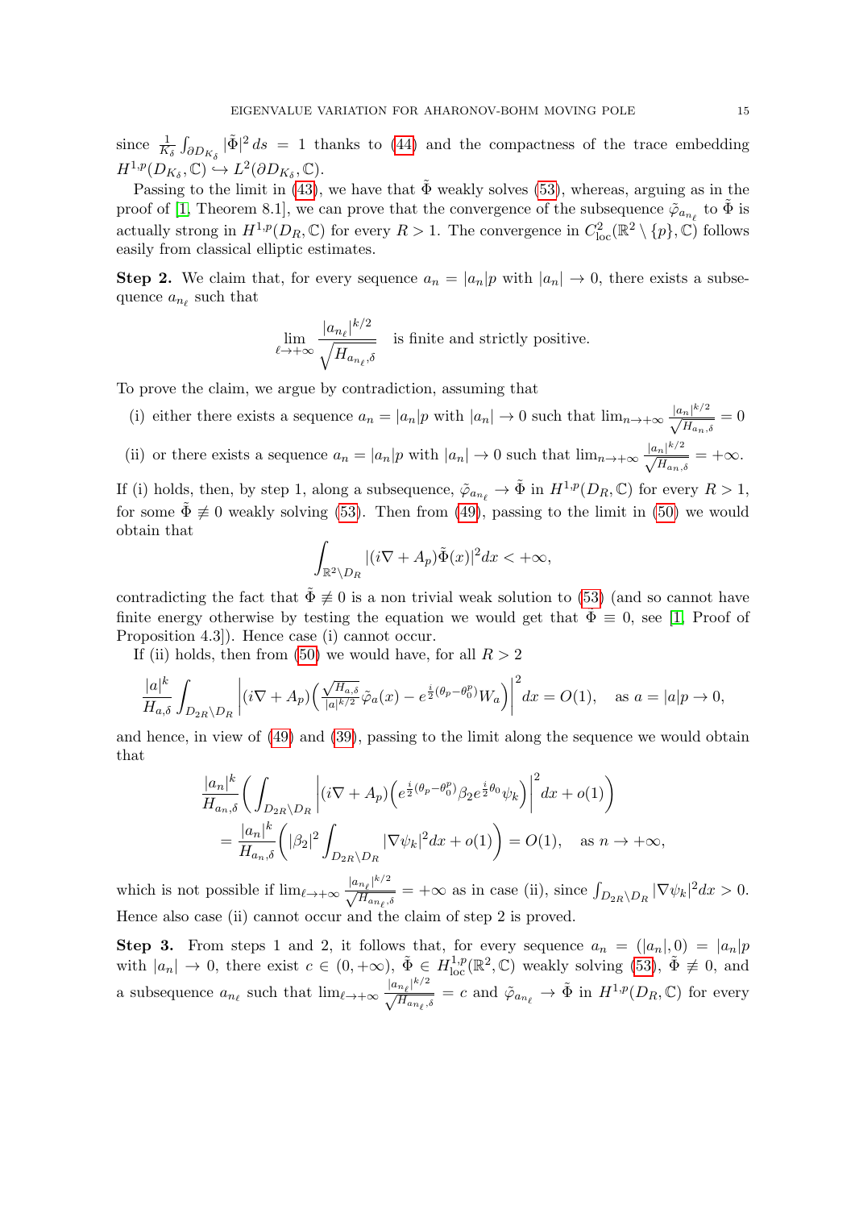since $\frac{1}{K_\delta}\int_{\partial D_{K_\delta}} |\tilde{\Phi}|^2\, ds = 1$ thanks to (44) and the compactness of the trace embedding $H^{1,p}(D_{K_\delta},\mathbb{C}) \hookrightarrow L^2(\partial D_{K_\delta},\mathbb{C})$.

Passing to the limit in (43), we have that $\tilde{\Phi}$ weakly solves (53), whereas, arguing as in the proof of [1, Theorem 8.1], we can prove that the convergence of the subsequence $\tilde{\varphi}_{a_{n_\ell}}$ to $\tilde{\Phi}$ is actually strong in $H^{1,p}(D_R,\mathbb{C})$ for every $R>1$. The convergence in $C^2_{\rm loc}(\mathbb{R}^2\setminus\{p\},\mathbb{C})$ follows easily from classical elliptic estimates.

**Step 2.** We claim that, for every sequence $a_n = |a_n|p$ with $|a_n|\to 0$, there exists a subsequence $a_{n_\ell}$ such that

$$\lim_{\ell\to+\infty} \frac{|a_{n_\ell}|^{k/2}}{\sqrt{H_{a_{n_\ell},\delta}}} \quad \text{is finite and strictly positive.}$$

To prove the claim, we argue by contradiction, assuming that

(i) either there exists a sequence $a_n = |a_n|p$ with $|a_n|\to 0$ such that $\lim_{n\to+\infty} \frac{|a_n|^{k/2}}{\sqrt{H_{a_n,\delta}}} = 0$

(ii) or there exists a sequence $a_n = |a_n|p$ with $|a_n|\to 0$ such that $\lim_{n\to+\infty} \frac{|a_n|^{k/2}}{\sqrt{H_{a_n,\delta}}} = +\infty$.

If (i) holds, then, by step 1, along a subsequence, $\tilde{\varphi}_{a_{n_\ell}} \to \tilde{\Phi}$ in $H^{1,p}(D_R,\mathbb{C})$ for every $R>1$, for some $\tilde{\Phi}\not\equiv 0$ weakly solving (53). Then from (49), passing to the limit in (50) we would obtain that

$$\int_{\mathbb{R}^2\setminus D_R} |(i\nabla + A_p)\tilde{\Phi}(x)|^2 dx < +\infty,$$

contradicting the fact that $\tilde{\Phi}\not\equiv 0$ is a non trivial weak solution to (53) (and so cannot have finite energy otherwise by testing the equation we would get that $\Phi\equiv 0$, see [1, Proof of Proposition 4.3]). Hence case (i) cannot occur.

If (ii) holds, then from (50) we would have, for all $R>2$

$$\frac{|a|^k}{H_{a,\delta}} \int_{D_{2R}\setminus D_R} \left| (i\nabla + A_p)\Big( \tfrac{\sqrt{H_{a,\delta}}}{|a|^{k/2}} \tilde{\varphi}_a(x) - e^{\frac{i}{2}(\theta_p - \theta_0^p)} W_a \Big)\right|^2 dx = O(1), \quad \text{as } a = |a|p \to 0,$$

and hence, in view of (49) and (39), passing to the limit along the sequence we would obtain that

$$\begin{aligned}
&\frac{|a_n|^k}{H_{a_n,\delta}} \bigg( \int_{D_{2R}\setminus D_R} \left| (i\nabla + A_p)\Big( e^{\frac{i}{2}(\theta_p - \theta_0^p)} \beta_2 e^{\frac{i}{2}\theta_0}\psi_k\Big)\right|^2 dx + o(1) \bigg) \\
&\quad = \frac{|a_n|^k}{H_{a_n,\delta}} \bigg( |\beta_2|^2 \int_{D_{2R}\setminus D_R} |\nabla\psi_k|^2 dx + o(1) \bigg) = O(1), \quad \text{as } n\to+\infty,
\end{aligned}$$

which is not possible if $\lim_{\ell\to+\infty} \frac{|a_{n_\ell}|^{k/2}}{\sqrt{H_{a_{n_\ell},\delta}}} = +\infty$ as in case (ii), since $\int_{D_{2R}\setminus D_R} |\nabla\psi_k|^2 dx > 0$. Hence also case (ii) cannot occur and the claim of step 2 is proved.

**Step 3.** From steps 1 and 2, it follows that, for every sequence $a_n = (|a_n|,0) = |a_n|p$ with $|a_n|\to 0$, there exist $c\in(0,+\infty)$, $\tilde{\Phi}\in H^{1,p}_{\rm loc}(\mathbb{R}^2,\mathbb{C})$ weakly solving (53), $\tilde{\Phi}\not\equiv 0$, and a subsequence $a_{n_\ell}$ such that $\lim_{\ell\to+\infty} \frac{|a_{n_\ell}|^{k/2}}{\sqrt{H_{a_{n_\ell},\delta}}} = c$ and $\tilde{\varphi}_{a_{n_\ell}} \to \tilde{\Phi}$ in $H^{1,p}(D_R,\mathbb{C})$ for every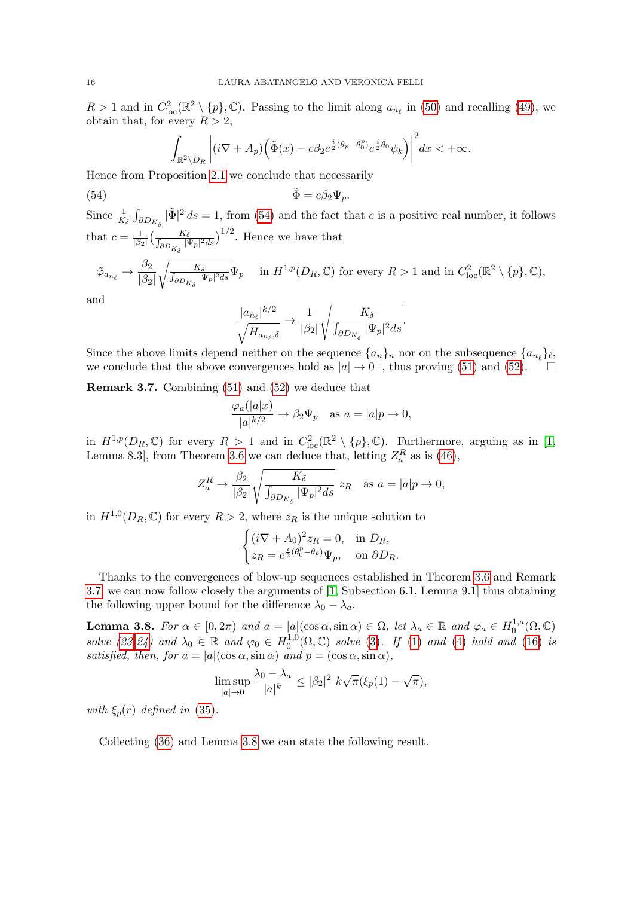$R > 1$ and in $C^2_{\rm loc}(\mathbb{R}^2 \setminus \{p\}, \mathbb{C})$. Passing to the limit along $a_{n_\ell}$ in (50) and recalling (49), we obtain that, for every $R > 2$,

$$\int_{\mathbb{R}^2 \setminus D_R} \left| (i\nabla + A_p)\Big(\tilde{\Phi}(x) - c\beta_2 e^{\frac{i}{2}(\theta_p - \theta_0^p)} e^{\frac{i}{2}\theta_0}\psi_k\Big)\right|^2 dx < +\infty.$$

Hence from Proposition 2.1 we conclude that necessarily

$$\tilde{\Phi} = c\beta_2 \Psi_p. \tag{54}$$

Since $\frac{1}{K_\delta}\int_{\partial D_{K_\delta}} |\tilde{\Phi}|^2\, ds = 1$, from (54) and the fact that $c$ is a positive real number, it follows that $c = \frac{1}{|\beta_2|}\big(\frac{K_\delta}{\int_{\partial D_{K_\delta}} |\Psi_p|^2 ds}\big)^{1/2}$. Hence we have that

$$\tilde{\varphi}_{a_{n_\ell}} \to \frac{\beta_2}{|\beta_2|}\sqrt{\frac{K_\delta}{\int_{\partial D_{K_\delta}} |\Psi_p|^2 ds}}\,\Psi_p \quad \text{in } H^{1,p}(D_R, \mathbb{C}) \text{ for every } R > 1 \text{ and in } C^2_{\rm loc}(\mathbb{R}^2 \setminus \{p\}, \mathbb{C}),$$

and

$$\frac{|a_{n_\ell}|^{k/2}}{\sqrt{H_{a_{n_\ell},\delta}}} \to \frac{1}{|\beta_2|}\sqrt{\frac{K_\delta}{\int_{\partial D_{K_\delta}} |\Psi_p|^2 ds}}.$$

Since the above limits depend neither on the sequence $\{a_n\}_n$ nor on the subsequence $\{a_{n_\ell}\}_\ell$, we conclude that the above convergences hold as $|a| \to 0^+$, thus proving (51) and (52). $\square$

**Remark 3.7.** Combining (51) and (52) we deduce that

$$\frac{\varphi_a(|a|x)}{|a|^{k/2}} \to \beta_2 \Psi_p \quad \text{as } a = |a|p \to 0,$$

in $H^{1,p}(D_R, \mathbb{C})$ for every $R > 1$ and in $C^2_{\rm loc}(\mathbb{R}^2 \setminus \{p\}, \mathbb{C})$. Furthermore, arguing as in [1, Lemma 8.3], from Theorem 3.6 we can deduce that, letting $Z_a^R$ as is (46),

$$Z_a^R \to \frac{\beta_2}{|\beta_2|}\sqrt{\frac{K_\delta}{\int_{\partial D_{K_\delta}} |\Psi_p|^2 ds}}\; z_R \quad \text{as } a = |a|p \to 0,$$

in $H^{1,0}(D_R, \mathbb{C})$ for every $R > 2$, where $z_R$ is the unique solution to

$$\begin{cases} (i\nabla + A_0)^2 z_R = 0, & \text{in } D_R, \\ z_R = e^{\frac{i}{2}(\theta_0^p - \theta_p)}\Psi_p, & \text{on } \partial D_R. \end{cases}$$

Thanks to the convergences of blow-up sequences established in Theorem 3.6 and Remark 3.7, we can now follow closely the arguments of [1, Subsection 6.1, Lemma 9.1] thus obtaining the following upper bound for the difference $\lambda_0 - \lambda_a$.

**Lemma 3.8.** *For $\alpha \in [0, 2\pi)$ and $a = |a|(\cos\alpha, \sin\alpha) \in \Omega$, let $\lambda_a \in \mathbb{R}$ and $\varphi_a \in H^{1,a}_0(\Omega, \mathbb{C})$ solve (23-24) and $\lambda_0 \in \mathbb{R}$ and $\varphi_0 \in H^{1,0}_0(\Omega, \mathbb{C})$ solve (3). If (1) and (4) hold and (16) is satisfied, then, for $a = |a|(\cos\alpha, \sin\alpha)$ and $p = (\cos\alpha, \sin\alpha)$,*

$$\limsup_{|a| \to 0} \frac{\lambda_0 - \lambda_a}{|a|^k} \le |\beta_2|^2\; k\sqrt{\pi}(\xi_p(1) - \sqrt{\pi}),$$

*with $\xi_p(r)$ defined in (35).*

Collecting (36) and Lemma 3.8 we can state the following result.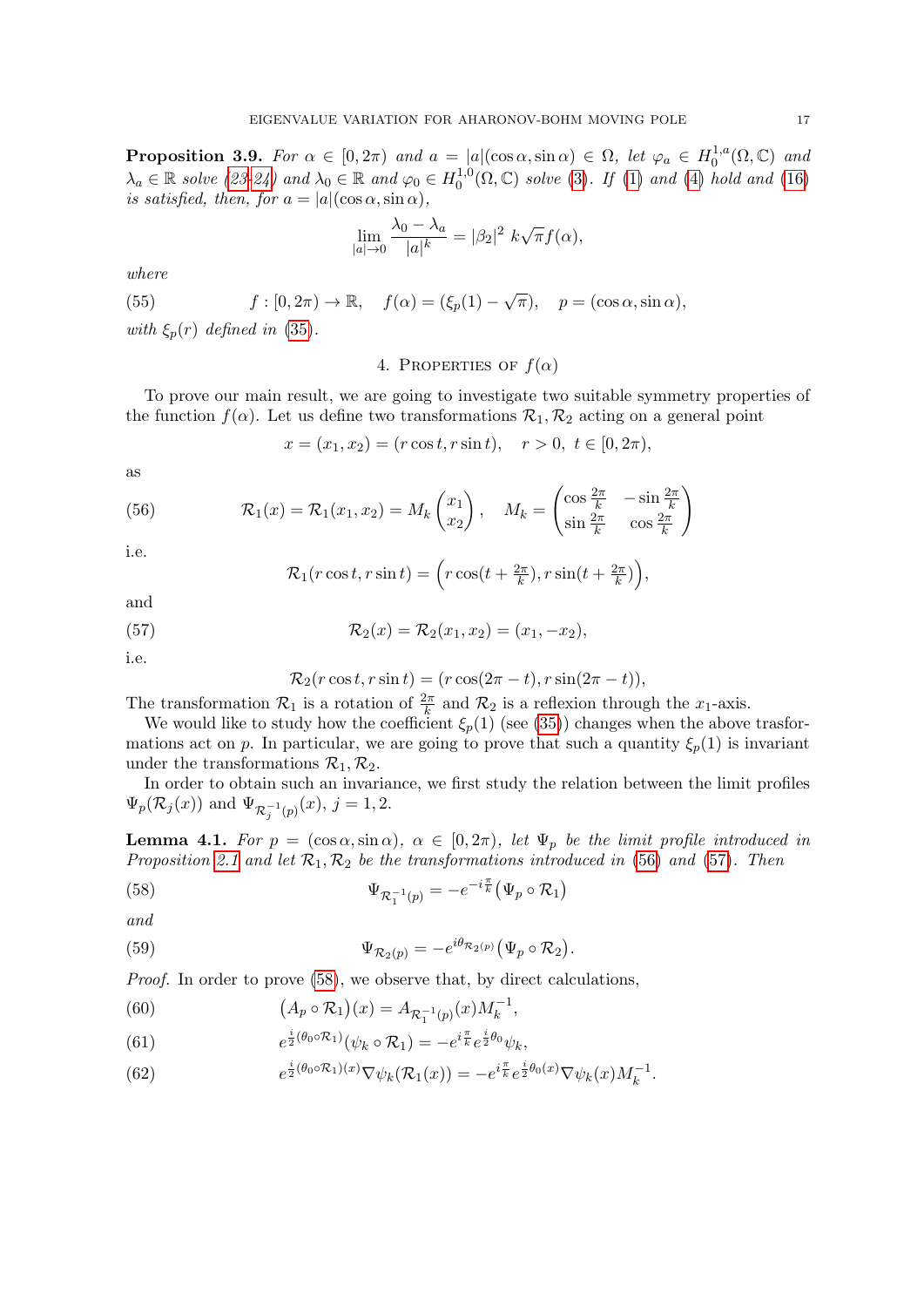**Proposition 3.9.** *For $\alpha \in [0, 2\pi)$ and $a = |a|(\cos\alpha, \sin\alpha) \in \Omega$, let $\varphi_a \in H^{1,a}_0(\Omega, \mathbb{C})$ and $\lambda_a \in \mathbb{R}$ solve (23-24) and $\lambda_0 \in \mathbb{R}$ and $\varphi_0 \in H^{1,0}_0(\Omega, \mathbb{C})$ solve (3). If (1) and (4) hold and (16) is satisfied, then, for $a = |a|(\cos\alpha, \sin\alpha)$,*

$$\lim_{|a|\to 0} \frac{\lambda_0 - \lambda_a}{|a|^k} = |\beta_2|^2 \; k\sqrt{\pi} f(\alpha),$$

*where*

$$f : [0, 2\pi) \to \mathbb{R}, \quad f(\alpha) = (\xi_p(1) - \sqrt{\pi}), \quad p = (\cos\alpha, \sin\alpha), \tag{55}$$

*with $\xi_p(r)$ defined in (35).*

## 4. Properties of $f(\alpha)$

To prove our main result, we are going to investigate two suitable symmetry properties of the function $f(\alpha)$. Let us define two transformations $\mathcal{R}_1, \mathcal{R}_2$ acting on a general point

$$x = (x_1, x_2) = (r\cos t, r\sin t), \quad r > 0, \; t \in [0, 2\pi),$$

as

$$\mathcal{R}_1(x) = \mathcal{R}_1(x_1, x_2) = M_k \begin{pmatrix} x_1 \\ x_2 \end{pmatrix}, \quad M_k = \begin{pmatrix} \cos\frac{2\pi}{k} & -\sin\frac{2\pi}{k} \\ \sin\frac{2\pi}{k} & \cos\frac{2\pi}{k} \end{pmatrix} \tag{56}$$

i.e.

$$\mathcal{R}_1(r\cos t, r\sin t) = \Big(r\cos(t + \tfrac{2\pi}{k}), r\sin(t + \tfrac{2\pi}{k})\Big),$$

and

$$\mathcal{R}_2(x) = \mathcal{R}_2(x_1, x_2) = (x_1, -x_2), \tag{57}$$

i.e.

$$\mathcal{R}_2(r\cos t, r\sin t) = (r\cos(2\pi - t), r\sin(2\pi - t)),$$

The transformation $\mathcal{R}_1$ is a rotation of $\frac{2\pi}{k}$ and $\mathcal{R}_2$ is a reflexion through the $x_1$-axis.

We would like to study how the coefficient $\xi_p(1)$ (see (35)) changes when the above trasformations act on $p$. In particular, we are going to prove that such a quantity $\xi_p(1)$ is invariant under the transformations $\mathcal{R}_1, \mathcal{R}_2$.

In order to obtain such an invariance, we first study the relation between the limit profiles $\Psi_p(\mathcal{R}_j(x))$ and $\Psi_{\mathcal{R}_j^{-1}(p)}(x)$, $j = 1, 2$.

**Lemma 4.1.** *For $p = (\cos\alpha, \sin\alpha)$, $\alpha \in [0, 2\pi)$, let $\Psi_p$ be the limit profile introduced in Proposition 2.1 and let $\mathcal{R}_1, \mathcal{R}_2$ be the transformations introduced in (56) and (57). Then*

$$\Psi_{\mathcal{R}_1^{-1}(p)} = -e^{-i\frac{\pi}{k}} \big(\Psi_p \circ \mathcal{R}_1\big) \tag{58}$$

*and*

$$\Psi_{\mathcal{R}_2(p)} = -e^{i\theta_{\mathcal{R}_2(p)}} \big(\Psi_p \circ \mathcal{R}_2\big). \tag{59}$$

*Proof.* In order to prove (58), we observe that, by direct calculations,

$$\big(A_p \circ \mathcal{R}_1\big)(x) = A_{\mathcal{R}_1^{-1}(p)}(x) M_k^{-1}, \tag{60}$$

$$e^{\frac{i}{2}(\theta_0 \circ \mathcal{R}_1)}(\psi_k \circ \mathcal{R}_1) = -e^{i\frac{\pi}{k}} e^{\frac{i}{2}\theta_0} \psi_k, \tag{61}$$

$$e^{\frac{i}{2}(\theta_0 \circ \mathcal{R}_1)(x)} \nabla\psi_k(\mathcal{R}_1(x)) = -e^{i\frac{\pi}{k}} e^{\frac{i}{2}\theta_0(x)} \nabla\psi_k(x) M_k^{-1}. \tag{62}$$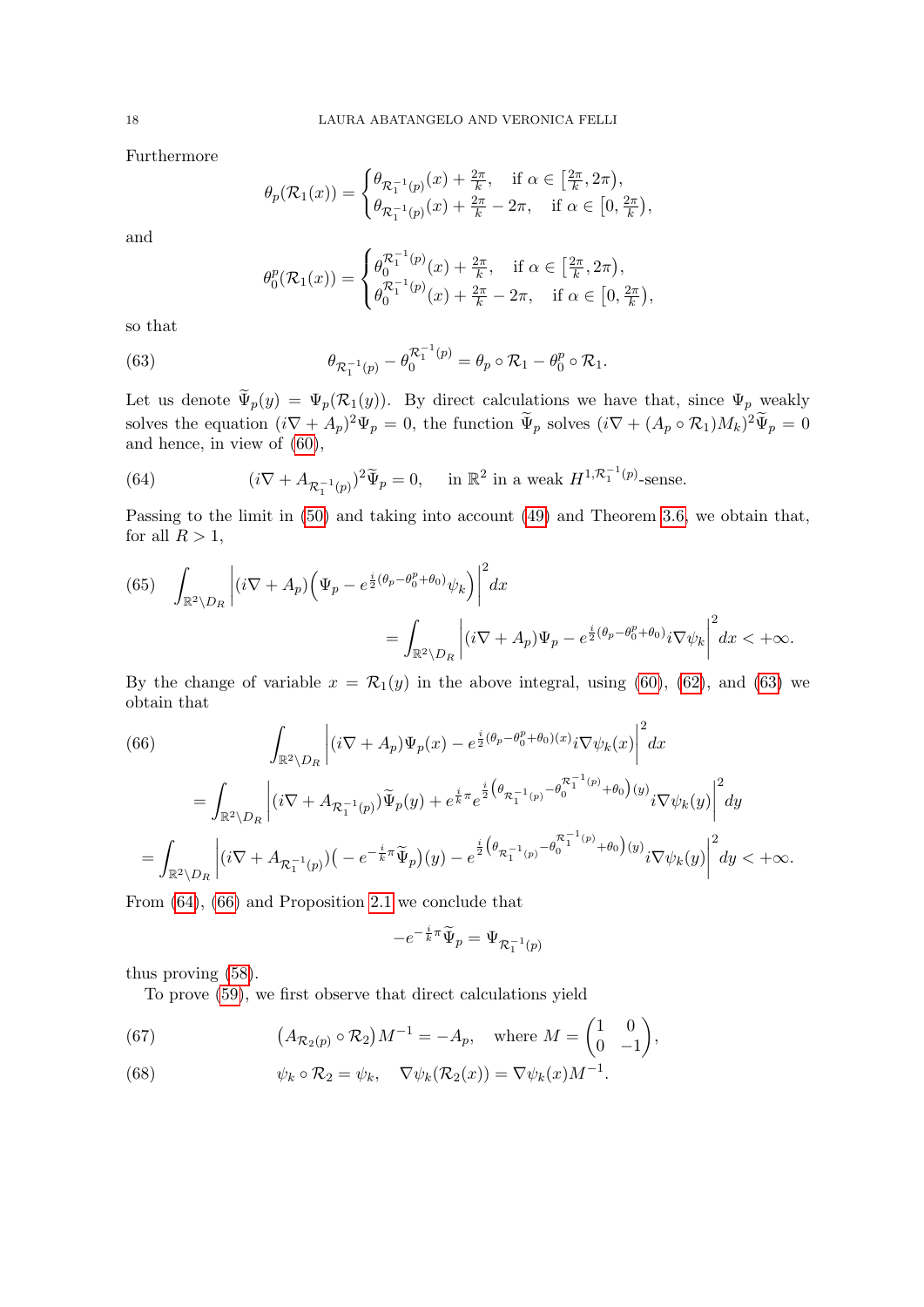Furthermore

$$
\theta_p(\mathcal{R}_1(x)) = \begin{cases} \theta_{\mathcal{R}_1^{-1}(p)}(x) + \frac{2\pi}{k}, & \text{if } \alpha \in \left[\frac{2\pi}{k}, 2\pi\right), \\ \theta_{\mathcal{R}_1^{-1}(p)}(x) + \frac{2\pi}{k} - 2\pi, & \text{if } \alpha \in \left[0, \frac{2\pi}{k}\right), \end{cases}
$$

and

$$
\theta_0^p(\mathcal{R}_1(x)) = \begin{cases} \theta_0^{\mathcal{R}_1^{-1}(p)}(x) + \frac{2\pi}{k}, & \text{if } \alpha \in \left[\frac{2\pi}{k}, 2\pi\right), \\ \theta_0^{\mathcal{R}_1^{-1}(p)}(x) + \frac{2\pi}{k} - 2\pi, & \text{if } \alpha \in \left[0, \frac{2\pi}{k}\right), \end{cases}
$$

so that

$$
\theta_{\mathcal{R}_1^{-1}(p)} - \theta_0^{\mathcal{R}_1^{-1}(p)} = \theta_p \circ \mathcal{R}_1 - \theta_0^p \circ \mathcal{R}_1. \tag{63}
$$

Let us denote $\widetilde{\Psi}_p(y) = \Psi_p(\mathcal{R}_1(y))$. By direct calculations we have that, since $\Psi_p$ weakly solves the equation $(i\nabla + A_p)^2\Psi_p = 0$, the function $\widetilde{\Psi}_p$ solves $(i\nabla + (A_p \circ \mathcal{R}_1)M_k)^2\widetilde{\Psi}_p = 0$ and hence, in view of (60),

$$
(i\nabla + A_{\mathcal{R}_1^{-1}(p)})^2\widetilde{\Psi}_p = 0, \quad \text{in } \mathbb{R}^2 \text{ in a weak } H^{1,\mathcal{R}_1^{-1}(p)}\text{-sense}. \tag{64}
$$

Passing to the limit in (50) and taking into account (49) and Theorem 3.6, we obtain that, for all $R > 1$,

$$
\begin{aligned}
\int_{\mathbb{R}^2 \setminus D_R} \left| (i\nabla + A_p)\Big(\Psi_p - e^{\frac{i}{2}(\theta_p - \theta_0^p + \theta_0)}\psi_k\Big) \right|^2 dx \qquad\qquad& \\
= \int_{\mathbb{R}^2 \setminus D_R} \left| (i\nabla + A_p)\Psi_p - e^{\frac{i}{2}(\theta_p - \theta_0^p + \theta_0)} i\nabla\psi_k \right|^2 dx &< +\infty.
\end{aligned} \tag{65}
$$

By the change of variable $x = \mathcal{R}_1(y)$ in the above integral, using (60), (62), and (63) we obtain that

$$
\begin{aligned}
&\int_{\mathbb{R}^2 \setminus D_R} \left| (i\nabla + A_p)\Psi_p(x) - e^{\frac{i}{2}(\theta_p - \theta_0^p + \theta_0)(x)} i\nabla\psi_k(x) \right|^2 dx \\
&= \int_{\mathbb{R}^2 \setminus D_R} \left| (i\nabla + A_{\mathcal{R}_1^{-1}(p)})\widetilde{\Psi}_p(y) + e^{\frac{i}{k}\pi} e^{\frac{i}{2}\left(\theta_{\mathcal{R}_1^{-1}(p)} - \theta_0^{\mathcal{R}_1^{-1}(p)} + \theta_0\right)(y)} i\nabla\psi_k(y) \right|^2 dy \\
&= \int_{\mathbb{R}^2 \setminus D_R} \left| (i\nabla + A_{\mathcal{R}_1^{-1}(p)})\big( -e^{-\frac{i}{k}\pi}\widetilde{\Psi}_p\big)(y) - e^{\frac{i}{2}\left(\theta_{\mathcal{R}_1^{-1}(p)} - \theta_0^{\mathcal{R}_1^{-1}(p)} + \theta_0\right)(y)} i\nabla\psi_k(y) \right|^2 dy < +\infty.
\end{aligned} \tag{66}
$$

From (64), (66) and Proposition 2.1 we conclude that

$$
-e^{-\frac{i}{k}\pi}\widetilde{\Psi}_p = \Psi_{\mathcal{R}_1^{-1}(p)}
$$

thus proving (58).

To prove (59), we first observe that direct calculations yield

$$
\big(A_{\mathcal{R}_2(p)} \circ \mathcal{R}_2\big) M^{-1} = -A_p, \quad \text{where } M = \begin{pmatrix} 1 & 0 \\ 0 & -1 \end{pmatrix}, \tag{67}
$$

$$
\psi_k \circ \mathcal{R}_2 = \psi_k, \quad \nabla\psi_k(\mathcal{R}_2(x)) = \nabla\psi_k(x)M^{-1}. \tag{68}
$$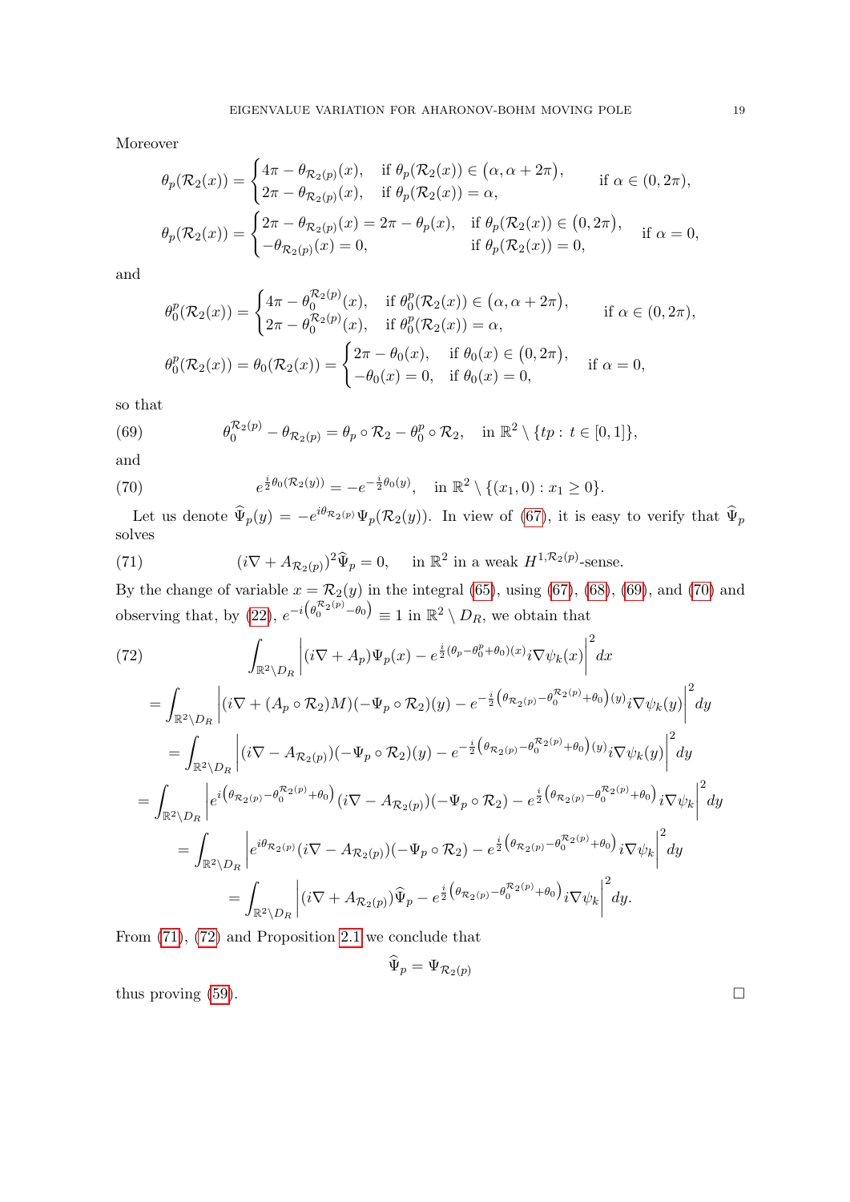Moreover

$$
\theta_p(\mathcal{R}_2(x)) = \begin{cases} 4\pi - \theta_{\mathcal{R}_2(p)}(x), & \text{if } \theta_p(\mathcal{R}_2(x)) \in (\alpha, \alpha+2\pi), \\ 2\pi - \theta_{\mathcal{R}_2(p)}(x), & \text{if } \theta_p(\mathcal{R}_2(x)) = \alpha, \end{cases} \qquad \text{if } \alpha \in (0, 2\pi),
$$

$$
\theta_p(\mathcal{R}_2(x)) = \begin{cases} 2\pi - \theta_{\mathcal{R}_2(p)}(x) = 2\pi - \theta_p(x), & \text{if } \theta_p(\mathcal{R}_2(x)) \in (0, 2\pi), \\ -\theta_{\mathcal{R}_2(p)}(x) = 0, & \text{if } \theta_p(\mathcal{R}_2(x)) = 0, \end{cases} \qquad \text{if } \alpha = 0,
$$

and

$$
\theta_0^p(\mathcal{R}_2(x)) = \begin{cases} 4\pi - \theta_0^{\mathcal{R}_2(p)}(x), & \text{if } \theta_0^p(\mathcal{R}_2(x)) \in (\alpha, \alpha+2\pi), \\ 2\pi - \theta_0^{\mathcal{R}_2(p)}(x), & \text{if } \theta_0^p(\mathcal{R}_2(x)) = \alpha, \end{cases} \qquad \text{if } \alpha \in (0, 2\pi),
$$

$$
\theta_0^p(\mathcal{R}_2(x)) = \theta_0(\mathcal{R}_2(x)) = \begin{cases} 2\pi - \theta_0(x), & \text{if } \theta_0(x) \in (0, 2\pi), \\ -\theta_0(x) = 0, & \text{if } \theta_0(x) = 0, \end{cases} \qquad \text{if } \alpha = 0,
$$

so that

$$
\theta_0^{\mathcal{R}_2(p)} - \theta_{\mathcal{R}_2(p)} = \theta_p \circ \mathcal{R}_2 - \theta_0^p \circ \mathcal{R}_2, \quad \text{in } \mathbb{R}^2 \setminus \{tp : t \in [0,1]\}, \tag{69}
$$

and

$$
e^{\frac{i}{2}\theta_0(\mathcal{R}_2(y))} = -e^{-\frac{i}{2}\theta_0(y)}, \quad \text{in } \mathbb{R}^2 \setminus \{(x_1, 0) : x_1 \geq 0\}. \tag{70}
$$

Let us denote $\widehat{\Psi}_p(y) = -e^{i\theta_{\mathcal{R}_2(p)}}\Psi_p(\mathcal{R}_2(y))$. In view of (67), it is easy to verify that $\widehat{\Psi}_p$ solves

$$
(i\nabla + A_{\mathcal{R}_2(p)})^2 \widehat{\Psi}_p = 0, \quad \text{in } \mathbb{R}^2 \text{ in a weak } H^{1,\mathcal{R}_2(p)}\text{-sense.} \tag{71}
$$

By the change of variable $x = \mathcal{R}_2(y)$ in the integral (65), using (67), (68), (69), and (70) and observing that, by (22), $e^{-i\left(\theta_0^{\mathcal{R}_2(p)} - \theta_0\right)} \equiv 1$ in $\mathbb{R}^2 \setminus D_R$, we obtain that

$$
\begin{aligned}
&\int_{\mathbb{R}^2 \setminus D_R} \left| (i\nabla + A_p)\Psi_p(x) - e^{\frac{i}{2}(\theta_p - \theta_0^p + \theta_0)(x)} i\nabla\psi_k(x) \right|^2 dx \\
&= \int_{\mathbb{R}^2 \setminus D_R} \left| (i\nabla + (A_p \circ \mathcal{R}_2)M)(-\Psi_p \circ \mathcal{R}_2)(y) - e^{-\frac{i}{2}\left(\theta_{\mathcal{R}_2(p)} - \theta_0^{\mathcal{R}_2(p)} + \theta_0\right)(y)} i\nabla\psi_k(y) \right|^2 dy \\
&= \int_{\mathbb{R}^2 \setminus D_R} \left| (i\nabla - A_{\mathcal{R}_2(p)})(-\Psi_p \circ \mathcal{R}_2)(y) - e^{-\frac{i}{2}\left(\theta_{\mathcal{R}_2(p)} - \theta_0^{\mathcal{R}_2(p)} + \theta_0\right)(y)} i\nabla\psi_k(y) \right|^2 dy \\
&= \int_{\mathbb{R}^2 \setminus D_R} \left| e^{i\left(\theta_{\mathcal{R}_2(p)} - \theta_0^{\mathcal{R}_2(p)} + \theta_0\right)} (i\nabla - A_{\mathcal{R}_2(p)})(-\Psi_p \circ \mathcal{R}_2) - e^{\frac{i}{2}\left(\theta_{\mathcal{R}_2(p)} - \theta_0^{\mathcal{R}_2(p)} + \theta_0\right)} i\nabla\psi_k \right|^2 dy \\
&= \int_{\mathbb{R}^2 \setminus D_R} \left| e^{i\theta_{\mathcal{R}_2(p)}} (i\nabla - A_{\mathcal{R}_2(p)})(-\Psi_p \circ \mathcal{R}_2) - e^{\frac{i}{2}\left(\theta_{\mathcal{R}_2(p)} - \theta_0^{\mathcal{R}_2(p)} + \theta_0\right)} i\nabla\psi_k \right|^2 dy \\
&= \int_{\mathbb{R}^2 \setminus D_R} \left| (i\nabla + A_{\mathcal{R}_2(p)})\widehat{\Psi}_p - e^{\frac{i}{2}\left(\theta_{\mathcal{R}_2(p)} - \theta_0^{\mathcal{R}_2(p)} + \theta_0\right)} i\nabla\psi_k \right|^2 dy.
\end{aligned} \tag{72}
$$

From (71), (72) and Proposition 2.1 we conclude that

$$
\widehat{\Psi}_p = \Psi_{\mathcal{R}_2(p)}
$$

thus proving (59). $\square$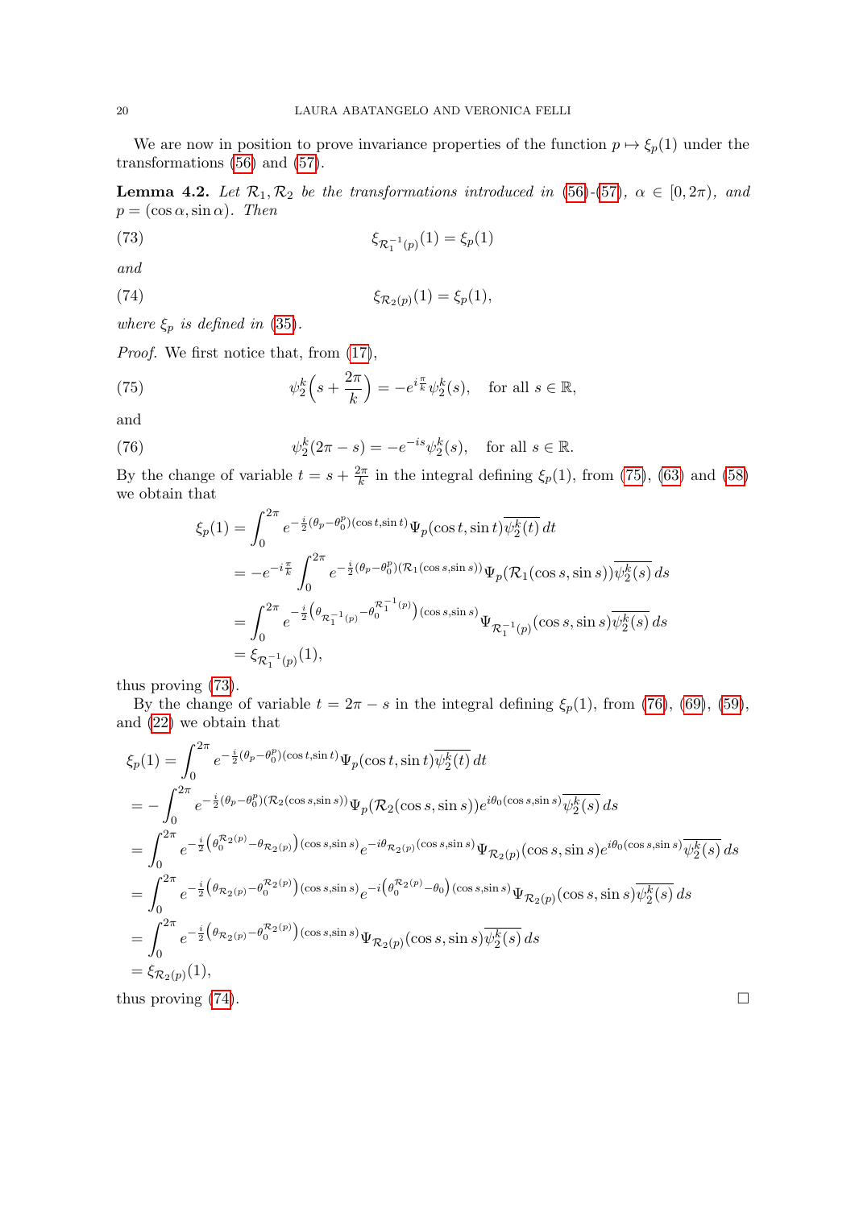We are now in position to prove invariance properties of the function $p \mapsto \xi_p(1)$ under the transformations (56) and (57).

**Lemma 4.2.** *Let $\mathcal{R}_1, \mathcal{R}_2$ be the transformations introduced in (56)-(57), $\alpha \in [0, 2\pi)$, and $p = (\cos\alpha, \sin\alpha)$. Then*

$$\xi_{\mathcal{R}_1^{-1}(p)}(1) = \xi_p(1) \tag{73}$$

*and*

$$\xi_{\mathcal{R}_2(p)}(1) = \xi_p(1), \tag{74}$$

*where $\xi_p$ is defined in (35).*

*Proof.* We first notice that, from (17),

$$\psi_2^k\Big(s + \frac{2\pi}{k}\Big) = -e^{i\frac{\pi}{k}}\psi_2^k(s), \quad \text{for all } s \in \mathbb{R}, \tag{75}$$

and

$$\psi_2^k(2\pi - s) = -e^{-is}\psi_2^k(s), \quad \text{for all } s \in \mathbb{R}. \tag{76}$$

By the change of variable $t = s + \frac{2\pi}{k}$ in the integral defining $\xi_p(1)$, from (75), (63) and (58) we obtain that

$$\begin{aligned}
\xi_p(1) &= \int_0^{2\pi} e^{-\frac{i}{2}(\theta_p - \theta_0^p)(\cos t, \sin t)}\Psi_p(\cos t, \sin t)\overline{\psi_2^k(t)}\, dt \\
&= -e^{-i\frac{\pi}{k}} \int_0^{2\pi} e^{-\frac{i}{2}(\theta_p - \theta_0^p)(\mathcal{R}_1(\cos s, \sin s))}\Psi_p(\mathcal{R}_1(\cos s, \sin s))\overline{\psi_2^k(s)}\, ds \\
&= \int_0^{2\pi} e^{-\frac{i}{2}\left(\theta_{\mathcal{R}_1^{-1}(p)} - \theta_0^{\mathcal{R}_1^{-1}(p)}\right)(\cos s, \sin s)}\Psi_{\mathcal{R}_1^{-1}(p)}(\cos s, \sin s)\overline{\psi_2^k(s)}\, ds \\
&= \xi_{\mathcal{R}_1^{-1}(p)}(1),
\end{aligned}$$

thus proving (73).

By the change of variable $t = 2\pi - s$ in the integral defining $\xi_p(1)$, from (76), (69), (59), and (22) we obtain that

$$\begin{aligned}
\xi_p(1) &= \int_0^{2\pi} e^{-\frac{i}{2}(\theta_p - \theta_0^p)(\cos t, \sin t)}\Psi_p(\cos t, \sin t)\overline{\psi_2^k(t)}\, dt \\
&= -\int_0^{2\pi} e^{-\frac{i}{2}(\theta_p - \theta_0^p)(\mathcal{R}_2(\cos s, \sin s))}\Psi_p(\mathcal{R}_2(\cos s, \sin s))e^{i\theta_0(\cos s, \sin s)}\overline{\psi_2^k(s)}\, ds \\
&= \int_0^{2\pi} e^{-\frac{i}{2}\left(\theta_0^{\mathcal{R}_2(p)} - \theta_{\mathcal{R}_2(p)}\right)(\cos s, \sin s)}e^{-i\theta_{\mathcal{R}_2(p)}(\cos s, \sin s)}\Psi_{\mathcal{R}_2(p)}(\cos s, \sin s)e^{i\theta_0(\cos s, \sin s)}\overline{\psi_2^k(s)}\, ds \\
&= \int_0^{2\pi} e^{-\frac{i}{2}\left(\theta_{\mathcal{R}_2(p)} - \theta_0^{\mathcal{R}_2(p)}\right)(\cos s, \sin s)}e^{-i\left(\theta_0^{\mathcal{R}_2(p)} - \theta_0\right)(\cos s, \sin s)}\Psi_{\mathcal{R}_2(p)}(\cos s, \sin s)\overline{\psi_2^k(s)}\, ds \\
&= \int_0^{2\pi} e^{-\frac{i}{2}\left(\theta_{\mathcal{R}_2(p)} - \theta_0^{\mathcal{R}_2(p)}\right)(\cos s, \sin s)}\Psi_{\mathcal{R}_2(p)}(\cos s, \sin s)\overline{\psi_2^k(s)}\, ds \\
&= \xi_{\mathcal{R}_2(p)}(1),
\end{aligned}$$

thus proving (74). $\square$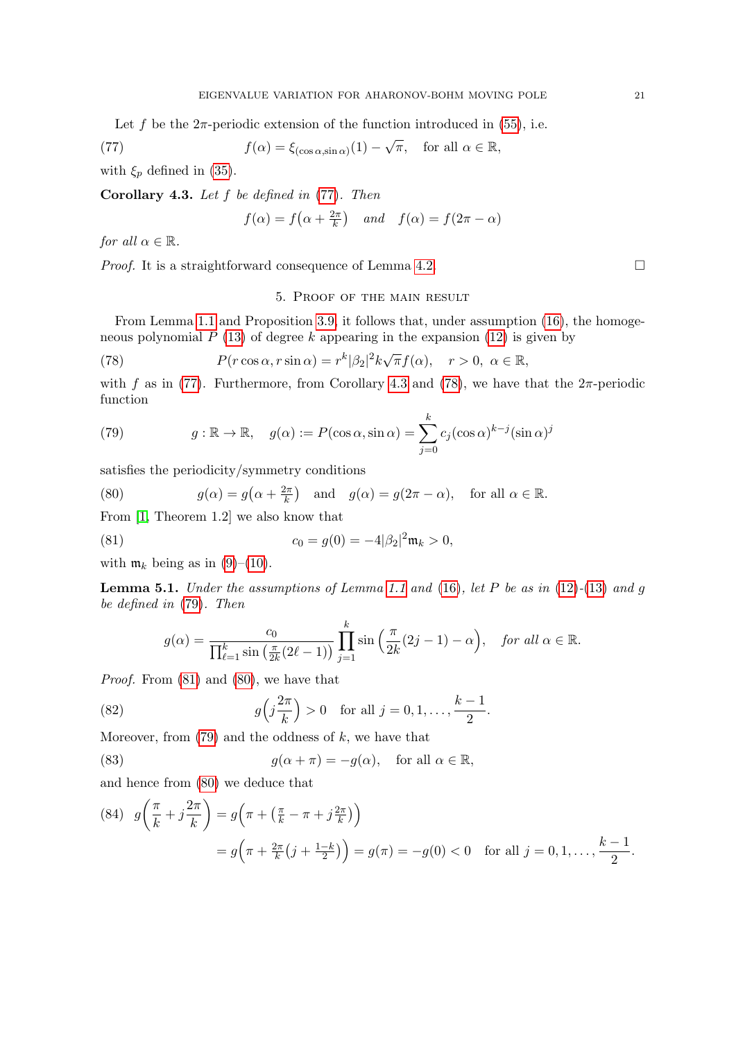Let $f$ be the $2\pi$-periodic extension of the function introduced in (55), i.e.

$$f(\alpha) = \xi_{(\cos\alpha,\sin\alpha)}(1) - \sqrt{\pi}, \quad \text{for all } \alpha \in \mathbb{R}, \tag{77}$$

with $\xi_p$ defined in (35).

**Corollary 4.3.** *Let $f$ be defined in (77). Then*

$$f(\alpha) = f\big(\alpha + \tfrac{2\pi}{k}\big) \quad \textit{and} \quad f(\alpha) = f(2\pi - \alpha)$$

*for all $\alpha \in \mathbb{R}$.*

*Proof.* It is a straightforward consequence of Lemma 4.2. □

## 5. Proof of the main result

From Lemma 1.1 and Proposition 3.9, it follows that, under assumption (16), the homogeneous polynomial $P$ (13) of degree $k$ appearing in the expansion (12) is given by

$$P(r\cos\alpha, r\sin\alpha) = r^k |\beta_2|^2 k\sqrt{\pi} f(\alpha), \quad r > 0,\ \alpha \in \mathbb{R}, \tag{78}$$

with $f$ as in (77). Furthermore, from Corollary 4.3 and (78), we have that the $2\pi$-periodic function

$$g : \mathbb{R} \to \mathbb{R}, \quad g(\alpha) := P(\cos\alpha, \sin\alpha) = \sum_{j=0}^{k} c_j (\cos\alpha)^{k-j} (\sin\alpha)^j \tag{79}$$

satisfies the periodicity/symmetry conditions

$$g(\alpha) = g\big(\alpha + \tfrac{2\pi}{k}\big) \quad \text{and} \quad g(\alpha) = g(2\pi - \alpha), \quad \text{for all } \alpha \in \mathbb{R}. \tag{80}$$

From [1, Theorem 1.2] we also know that

$$c_0 = g(0) = -4|\beta_2|^2 \mathfrak{m}_k > 0, \tag{81}$$

with $\mathfrak{m}_k$ being as in (9)–(10).

**Lemma 5.1.** *Under the assumptions of Lemma 1.1 and (16), let $P$ be as in (12)-(13) and $g$ be defined in (79). Then*

$$g(\alpha) = \frac{c_0}{\prod_{\ell=1}^{k} \sin\big(\frac{\pi}{2k}(2\ell - 1)\big)} \prod_{j=1}^{k} \sin\Big(\frac{\pi}{2k}(2j-1) - \alpha\Big), \quad \textit{for all } \alpha \in \mathbb{R}.$$

*Proof.* From (81) and (80), we have that

$$g\Big(j\frac{2\pi}{k}\Big) > 0 \quad \text{for all } j = 0, 1, \dots, \frac{k-1}{2}. \tag{82}$$

Moreover, from (79) and the oddness of $k$, we have that

$$g(\alpha + \pi) = -g(\alpha), \quad \text{for all } \alpha \in \mathbb{R}, \tag{83}$$

and hence from (80) we deduce that

$$\begin{aligned} g\Big(\frac{\pi}{k} + j\frac{2\pi}{k}\Big) &= g\Big(\pi + \big(\tfrac{\pi}{k} - \pi + j\tfrac{2\pi}{k}\big)\Big) \\ &= g\Big(\pi + \tfrac{2\pi}{k}\big(j + \tfrac{1-k}{2}\big)\Big) = g(\pi) = -g(0) < 0 \quad \text{for all } j = 0, 1, \dots, \frac{k-1}{2}. \end{aligned} \tag{84}$$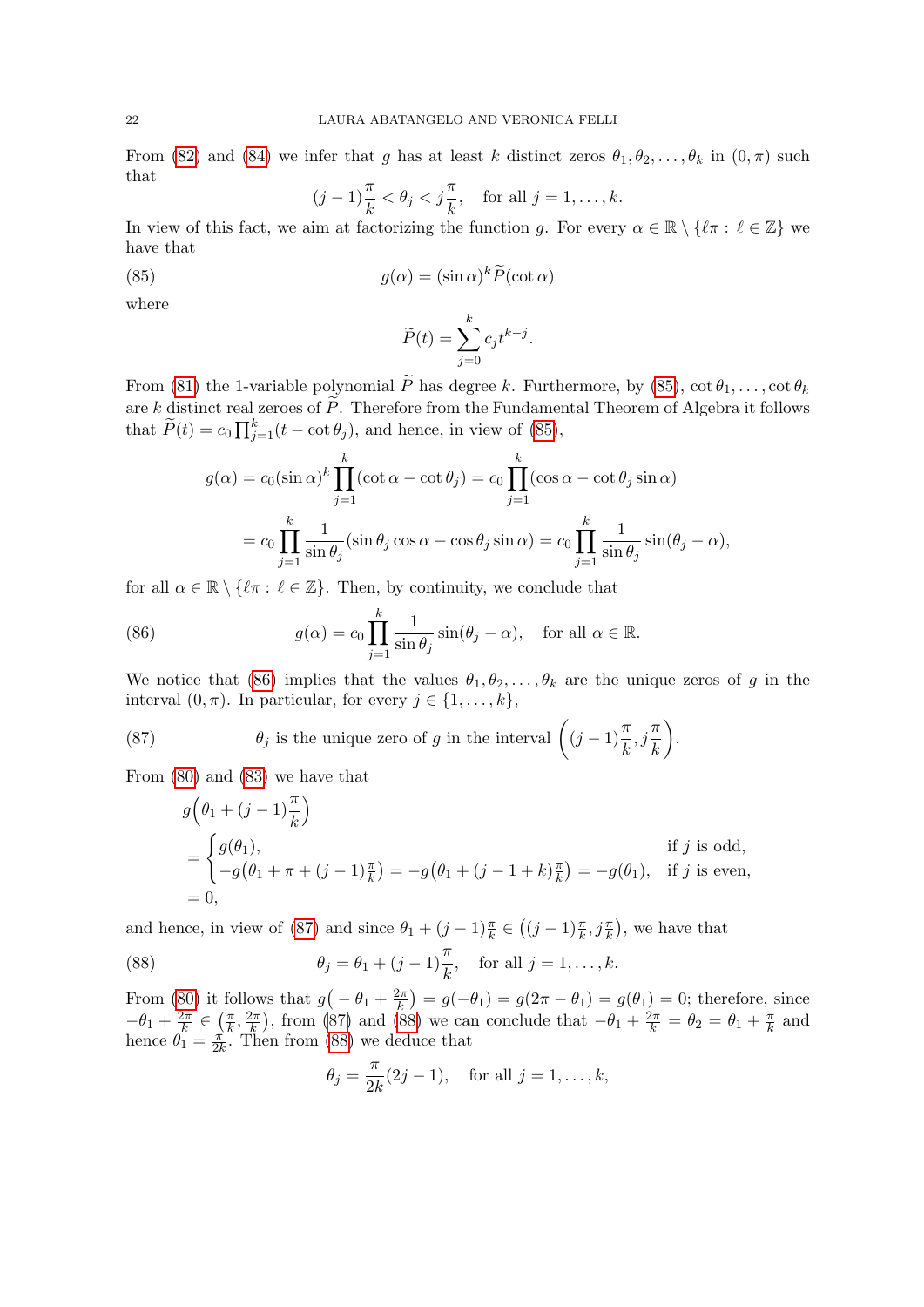From (82) and (84) we infer that $g$ has at least $k$ distinct zeros $\theta_1, \theta_2, \dots, \theta_k$ in $(0, \pi)$ such that

$$(j-1)\frac{\pi}{k} < \theta_j < j\frac{\pi}{k}, \quad \text{for all } j = 1, \dots, k.$$

In view of this fact, we aim at factorizing the function $g$. For every $\alpha \in \mathbb{R} \setminus \{\ell\pi : \ell \in \mathbb{Z}\}$ we have that

$$g(\alpha) = (\sin\alpha)^k \widetilde{P}(\cot\alpha) \tag{85}$$

where

$$\widetilde{P}(t) = \sum_{j=0}^{k} c_j t^{k-j}.$$

From (81) the 1-variable polynomial $\widetilde{P}$ has degree $k$. Furthermore, by (85), $\cot\theta_1, \dots, \cot\theta_k$ are $k$ distinct real zeroes of $\widetilde{P}$. Therefore from the Fundamental Theorem of Algebra it follows that $\widetilde{P}(t) = c_0 \prod_{j=1}^{k}(t - \cot\theta_j)$, and hence, in view of (85),

$$\begin{aligned}
g(\alpha) &= c_0 (\sin\alpha)^k \prod_{j=1}^{k} (\cot\alpha - \cot\theta_j) = c_0 \prod_{j=1}^{k} (\cos\alpha - \cot\theta_j \sin\alpha) \\
&= c_0 \prod_{j=1}^{k} \frac{1}{\sin\theta_j} (\sin\theta_j \cos\alpha - \cos\theta_j \sin\alpha) = c_0 \prod_{j=1}^{k} \frac{1}{\sin\theta_j} \sin(\theta_j - \alpha),
\end{aligned}$$

for all $\alpha \in \mathbb{R} \setminus \{\ell\pi : \ell \in \mathbb{Z}\}$. Then, by continuity, we conclude that

$$g(\alpha) = c_0 \prod_{j=1}^{k} \frac{1}{\sin\theta_j} \sin(\theta_j - \alpha), \quad \text{for all } \alpha \in \mathbb{R}. \tag{86}$$

We notice that (86) implies that the values $\theta_1, \theta_2, \dots, \theta_k$ are the unique zeros of $g$ in the interval $(0, \pi)$. In particular, for every $j \in \{1, \dots, k\}$,

$$\theta_j \text{ is the unique zero of } g \text{ in the interval } \left((j-1)\frac{\pi}{k}, j\frac{\pi}{k}\right). \tag{87}$$

From (80) and (83) we have that

$$\begin{aligned}
&g\Big(\theta_1 + (j-1)\frac{\pi}{k}\Big) \\
&= \begin{cases} g(\theta_1), & \text{if } j \text{ is odd}, \\ -g\big(\theta_1 + \pi + (j-1)\frac{\pi}{k}\big) = -g\big(\theta_1 + (j-1+k)\frac{\pi}{k}\big) = -g(\theta_1), & \text{if } j \text{ is even}, \end{cases} \\
&= 0,
\end{aligned}$$

and hence, in view of (87) and since $\theta_1 + (j-1)\frac{\pi}{k} \in \big((j-1)\frac{\pi}{k}, j\frac{\pi}{k}\big)$, we have that

$$\theta_j = \theta_1 + (j-1)\frac{\pi}{k}, \quad \text{for all } j = 1, \dots, k. \tag{88}$$

From (80) it follows that $g\big(-\theta_1 + \frac{2\pi}{k}\big) = g(-\theta_1) = g(2\pi - \theta_1) = g(\theta_1) = 0$; therefore, since $-\theta_1 + \frac{2\pi}{k} \in \big(\frac{\pi}{k}, \frac{2\pi}{k}\big)$, from (87) and (88) we can conclude that $-\theta_1 + \frac{2\pi}{k} = \theta_2 = \theta_1 + \frac{\pi}{k}$ and hence $\theta_1 = \frac{\pi}{2k}$. Then from (88) we deduce that

$$\theta_j = \frac{\pi}{2k}(2j-1), \quad \text{for all } j = 1, \dots, k,$$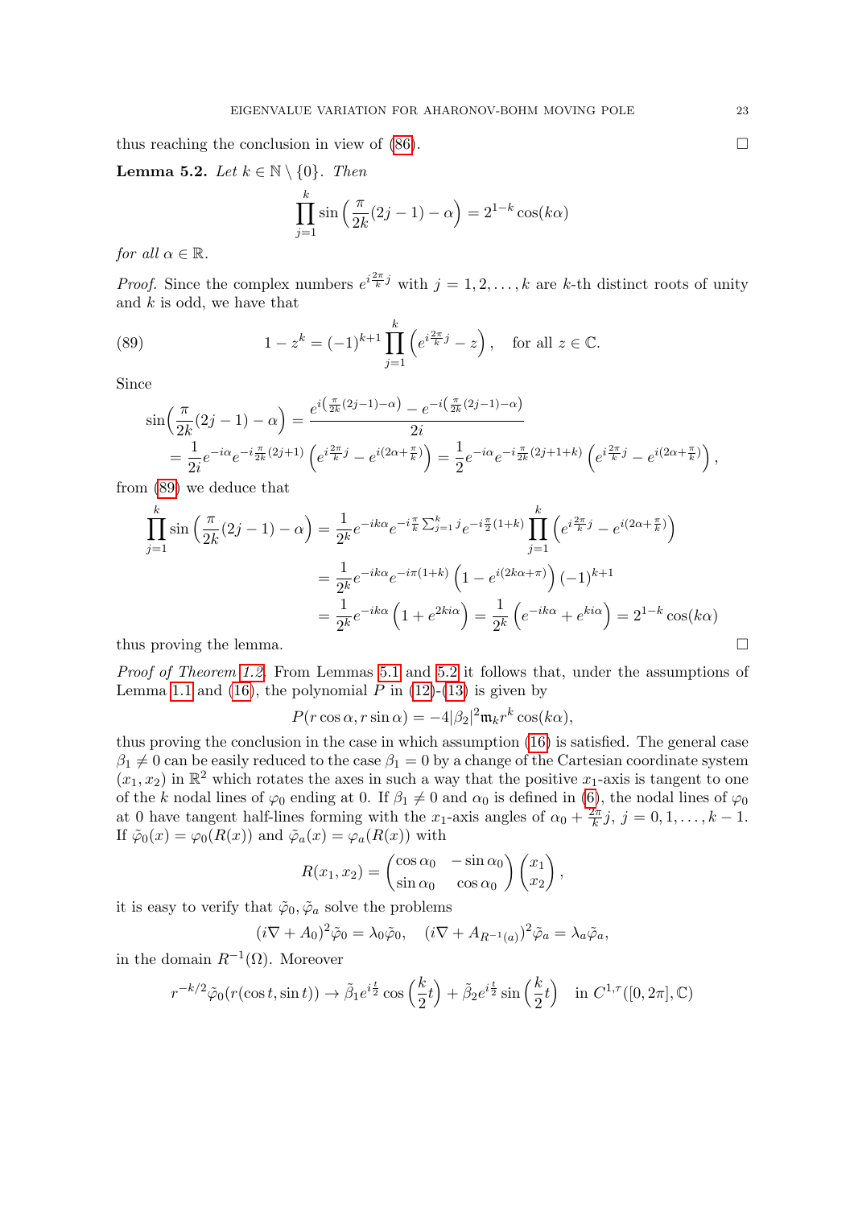thus reaching the conclusion in view of (86). $\square$

**Lemma 5.2.** *Let $k \in \mathbb{N} \setminus \{0\}$. Then*

$$\prod_{j=1}^{k} \sin\left(\frac{\pi}{2k}(2j-1) - \alpha\right) = 2^{1-k}\cos(k\alpha)$$

*for all $\alpha \in \mathbb{R}$.*

*Proof.* Since the complex numbers $e^{i\frac{2\pi}{k}j}$ with $j = 1, 2, \ldots, k$ are $k$-th distinct roots of unity and $k$ is odd, we have that

$$1 - z^k = (-1)^{k+1} \prod_{j=1}^{k} \left(e^{i\frac{2\pi}{k}j} - z\right), \quad \text{for all } z \in \mathbb{C}. \tag{89}$$

Since

$$\begin{aligned}
\sin\Big(\frac{\pi}{2k}(2j-1) - \alpha\Big) &= \frac{e^{i\left(\frac{\pi}{2k}(2j-1)-\alpha\right)} - e^{-i\left(\frac{\pi}{2k}(2j-1)-\alpha\right)}}{2i} \\
&= \frac{1}{2i}e^{-i\alpha}e^{-i\frac{\pi}{2k}(2j+1)}\left(e^{i\frac{2\pi}{k}j} - e^{i(2\alpha+\frac{\pi}{k})}\right) = \frac{1}{2}e^{-i\alpha}e^{-i\frac{\pi}{2k}(2j+1+k)}\left(e^{i\frac{2\pi}{k}j} - e^{i(2\alpha+\frac{\pi}{k})}\right),
\end{aligned}$$

from (89) we deduce that

$$\begin{aligned}
\prod_{j=1}^{k} \sin\left(\frac{\pi}{2k}(2j-1) - \alpha\right) &= \frac{1}{2^k}e^{-ik\alpha}e^{-i\frac{\pi}{k}\sum_{j=1}^{k} j}e^{-i\frac{\pi}{2}(1+k)} \prod_{j=1}^{k}\left(e^{i\frac{2\pi}{k}j} - e^{i(2\alpha+\frac{\pi}{k})}\right) \\
&= \frac{1}{2^k}e^{-ik\alpha}e^{-i\pi(1+k)}\left(1 - e^{i(2k\alpha+\pi)}\right)(-1)^{k+1} \\
&= \frac{1}{2^k}e^{-ik\alpha}\left(1 + e^{2ki\alpha}\right) = \frac{1}{2^k}\left(e^{-ik\alpha} + e^{ki\alpha}\right) = 2^{1-k}\cos(k\alpha)
\end{aligned}$$

thus proving the lemma. $\square$

*Proof of Theorem 1.2.* From Lemmas 5.1 and 5.2 it follows that, under the assumptions of Lemma 1.1 and (16), the polynomial $P$ in (12)-(13) is given by

$$P(r\cos\alpha, r\sin\alpha) = -4|\beta_2|^2\mathfrak{m}_k r^k \cos(k\alpha),$$

thus proving the conclusion in the case in which assumption (16) is satisfied. The general case $\beta_1 \neq 0$ can be easily reduced to the case $\beta_1 = 0$ by a change of the Cartesian coordinate system $(x_1, x_2)$ in $\mathbb{R}^2$ which rotates the axes in such a way that the positive $x_1$-axis is tangent to one of the $k$ nodal lines of $\varphi_0$ ending at 0. If $\beta_1 \neq 0$ and $\alpha_0$ is defined in (6), the nodal lines of $\varphi_0$ at 0 have tangent half-lines forming with the $x_1$-axis angles of $\alpha_0 + \frac{2\pi}{k}j$, $j = 0, 1, \ldots, k-1$. If $\tilde{\varphi}_0(x) = \varphi_0(R(x))$ and $\tilde{\varphi}_a(x) = \varphi_a(R(x))$ with

$$R(x_1, x_2) = \begin{pmatrix} \cos\alpha_0 & -\sin\alpha_0 \\ \sin\alpha_0 & \cos\alpha_0 \end{pmatrix} \begin{pmatrix} x_1 \\ x_2 \end{pmatrix},$$

it is easy to verify that $\tilde{\varphi}_0, \tilde{\varphi}_a$ solve the problems

$$(i\nabla + A_0)^2\tilde{\varphi}_0 = \lambda_0\tilde{\varphi}_0, \quad (i\nabla + A_{R^{-1}(a)})^2\tilde{\varphi}_a = \lambda_a\tilde{\varphi}_a,$$

in the domain $R^{-1}(\Omega)$. Moreover

$$r^{-k/2}\tilde{\varphi}_0(r(\cos t, \sin t)) \to \tilde{\beta}_1 e^{i\frac{t}{2}}\cos\left(\frac{k}{2}t\right) + \tilde{\beta}_2 e^{i\frac{t}{2}}\sin\left(\frac{k}{2}t\right) \quad \text{in } C^{1,\tau}([0, 2\pi], \mathbb{C})$$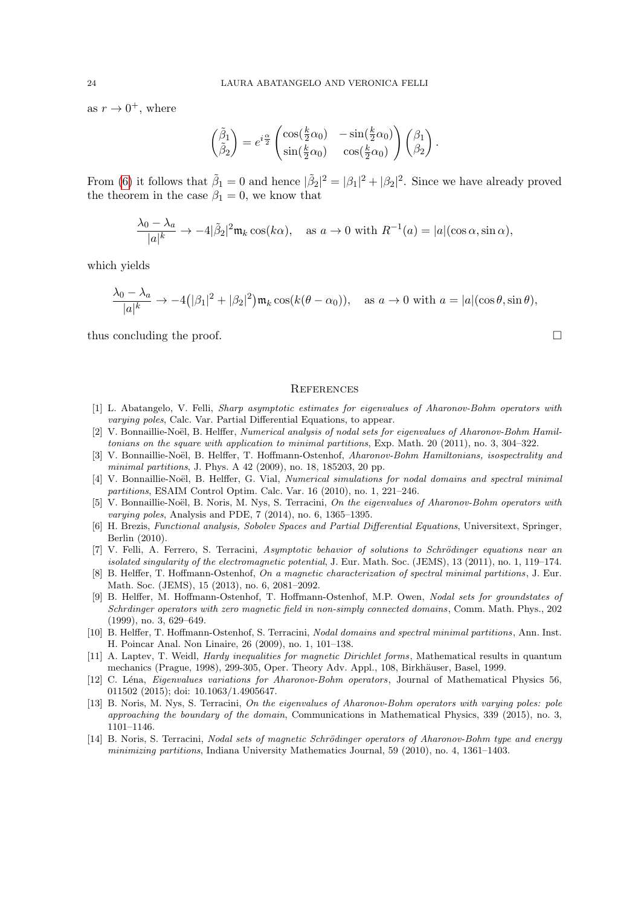as $r \to 0^+$, where

$$
\begin{pmatrix} \tilde{\beta}_1 \\ \tilde{\beta}_2 \end{pmatrix} = e^{i\frac{\alpha}{2}} \begin{pmatrix} \cos(\frac{k}{2}\alpha_0) & -\sin(\frac{k}{2}\alpha_0) \\ \sin(\frac{k}{2}\alpha_0) & \cos(\frac{k}{2}\alpha_0) \end{pmatrix} \begin{pmatrix} \beta_1 \\ \beta_2 \end{pmatrix}.
$$

From (6) it follows that $\tilde{\beta}_1 = 0$ and hence $|\tilde{\beta}_2|^2 = |\beta_1|^2 + |\beta_2|^2$. Since we have already proved the theorem in the case $\beta_1 = 0$, we know that

$$
\frac{\lambda_0 - \lambda_a}{|a|^k} \to -4|\tilde{\beta}_2|^2 \mathfrak{m}_k \cos(k\alpha), \quad \text{as } a \to 0 \text{ with } R^{-1}(a) = |a|(\cos\alpha, \sin\alpha),
$$

which yields

$$
\frac{\lambda_0 - \lambda_a}{|a|^k} \to -4\big(|\beta_1|^2 + |\beta_2|^2\big)\mathfrak{m}_k \cos(k(\theta - \alpha_0)), \quad \text{as } a \to 0 \text{ with } a = |a|(\cos\theta, \sin\theta),
$$

thus concluding the proof. □

## References

[1] L. Abatangelo, V. Felli, *Sharp asymptotic estimates for eigenvalues of Aharonov-Bohm operators with varying poles*, Calc. Var. Partial Differential Equations, to appear.

[2] V. Bonnaillie-Noël, B. Helffer, *Numerical analysis of nodal sets for eigenvalues of Aharonov-Bohm Hamiltonians on the square with application to minimal partitions*, Exp. Math. 20 (2011), no. 3, 304–322.

[3] V. Bonnaillie-Noël, B. Helffer, T. Hoffmann-Ostenhof, *Aharonov-Bohm Hamiltonians, isospectrality and minimal partitions*, J. Phys. A 42 (2009), no. 18, 185203, 20 pp.

[4] V. Bonnaillie-Noël, B. Helffer, G. Vial, *Numerical simulations for nodal domains and spectral minimal partitions*, ESAIM Control Optim. Calc. Var. 16 (2010), no. 1, 221–246.

[5] V. Bonnaillie-Noël, B. Noris, M. Nys, S. Terracini, *On the eigenvalues of Aharonov-Bohm operators with varying poles*, Analysis and PDE, 7 (2014), no. 6, 1365–1395.

[6] H. Brezis, *Functional analysis, Sobolev Spaces and Partial Differential Equations*, Universitext, Springer, Berlin (2010).

[7] V. Felli, A. Ferrero, S. Terracini, *Asymptotic behavior of solutions to Schrödinger equations near an isolated singularity of the electromagnetic potential*, J. Eur. Math. Soc. (JEMS), 13 (2011), no. 1, 119–174.

[8] B. Helffer, T. Hoffmann-Ostenhof, *On a magnetic characterization of spectral minimal partitions*, J. Eur. Math. Soc. (JEMS), 15 (2013), no. 6, 2081–2092.

[9] B. Helffer, M. Hoffmann-Ostenhof, T. Hoffmann-Ostenhof, M.P. Owen, *Nodal sets for groundstates of Schrdinger operators with zero magnetic field in non-simply connected domains*, Comm. Math. Phys., 202 (1999), no. 3, 629–649.

[10] B. Helffer, T. Hoffmann-Ostenhof, S. Terracini, *Nodal domains and spectral minimal partitions*, Ann. Inst. H. Poincar Anal. Non Linaire, 26 (2009), no. 1, 101–138.

[11] A. Laptev, T. Weidl, *Hardy inequalities for magnetic Dirichlet forms*, Mathematical results in quantum mechanics (Prague, 1998), 299-305, Oper. Theory Adv. Appl., 108, Birkhäuser, Basel, 1999.

[12] C. Léna, *Eigenvalues variations for Aharonov-Bohm operators*, Journal of Mathematical Physics 56, 011502 (2015); doi: 10.1063/1.4905647.

[13] B. Noris, M. Nys, S. Terracini, *On the eigenvalues of Aharonov-Bohm operators with varying poles: pole approaching the boundary of the domain*, Communications in Mathematical Physics, 339 (2015), no. 3, 1101–1146.

[14] B. Noris, S. Terracini, *Nodal sets of magnetic Schrödinger operators of Aharonov-Bohm type and energy minimizing partitions*, Indiana University Mathematics Journal, 59 (2010), no. 4, 1361–1403.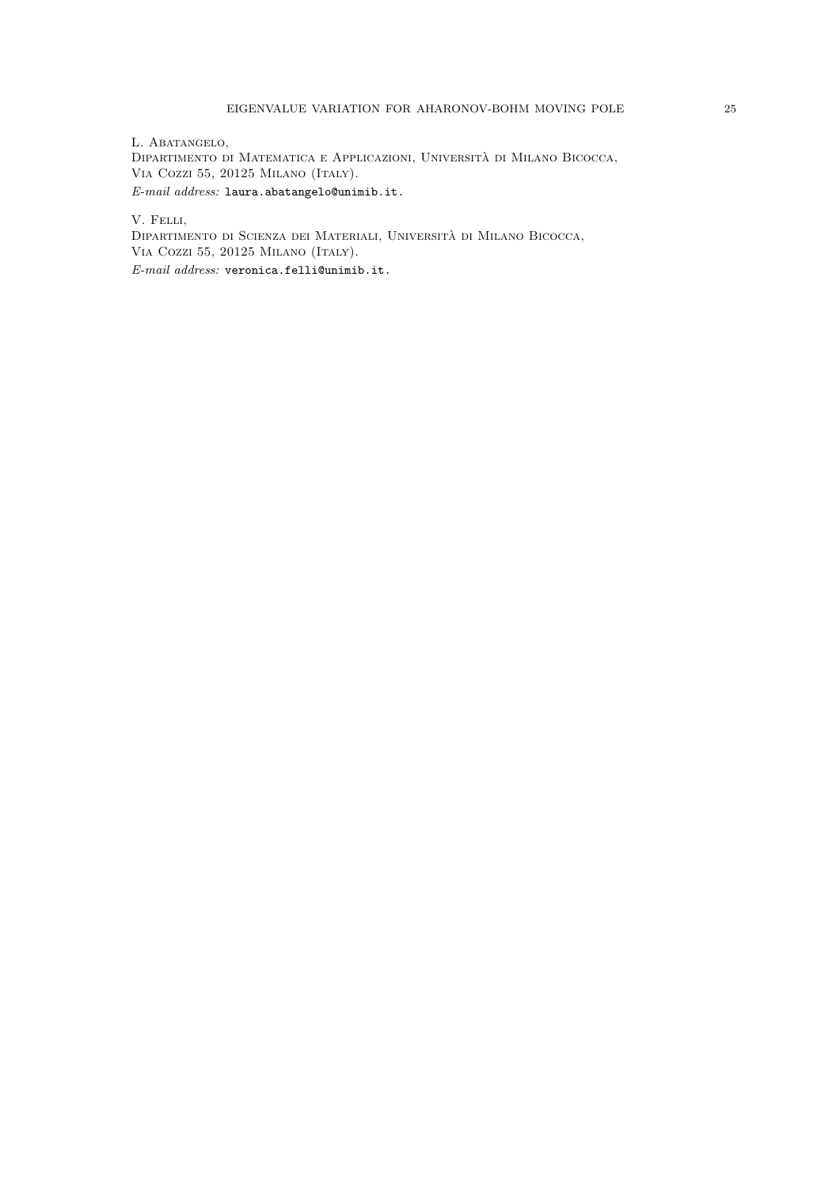L. Abatangelo,
Dipartimento di Matematica e Applicazioni, Università di Milano Bicocca,
Via Cozzi 55, 20125 Milano (Italy).
*E-mail address:* laura.abatangelo@unimib.it.

V. Felli,
Dipartimento di Scienza dei Materiali, Università di Milano Bicocca,
Via Cozzi 55, 20125 Milano (Italy).
*E-mail address:* veronica.felli@unimib.it.